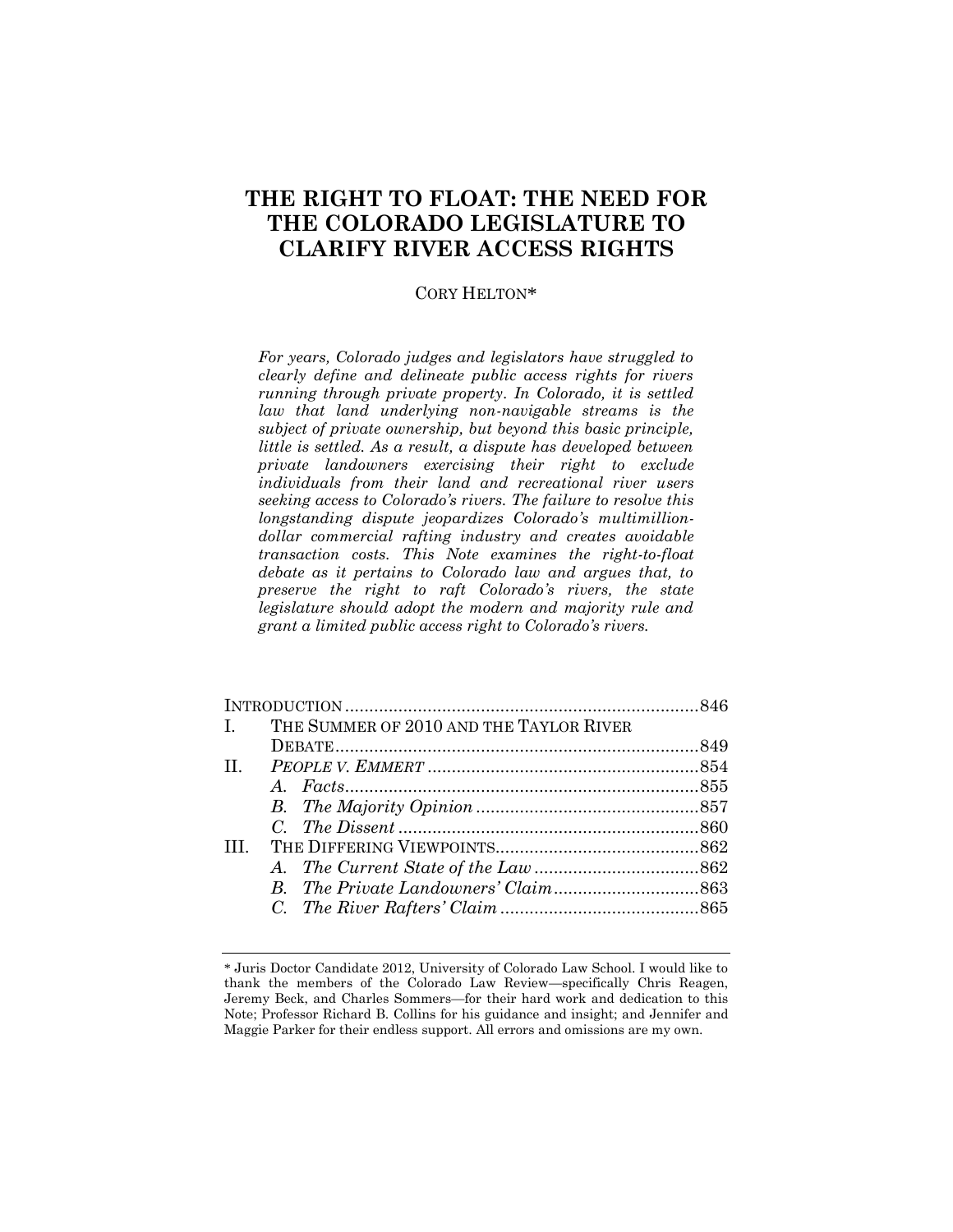# THE RIGHT TO FLOAT: THE NEED FOR THE COLORADO LEGISLATURE TO CLARIFY RIVER ACCESS RIGHTS

CORY HELTON*

*For years, Colorado judges and legislators have struggled to clearly define and delineate public access rights for rivers running through private property. In Colorado, it is settled law that land underlying non-navigable streams is the subject of private ownership, but beyond this basic principle, little is settled. As a result, a dispute has developed between private landowners exercising their right to exclude individuals from their land and recreational river users seeking access to Colorado's rivers. The failure to resolve this longstanding dispute jeopardizes Colorado's multimillion-dollar commercial rafting industry and creates avoidable transaction costs. This Note examines the right-to-float debate as it pertains to Colorado law and argues that, to preserve the right to raft Colorado's rivers, the state legislature should adopt the modern and majority rule and grant a limited public access right to Colorado's rivers.*

| | | |
|---|---|---|
| INTRODUCTION | | 846 |
| I. | THE SUMMER OF 2010 AND THE TAYLOR RIVER DEBATE | 849 |
| II. | *PEOPLE V. EMMERT* | 854 |
| | *A. Facts* | 855 |
| | *B. The Majority Opinion* | 857 |
| | *C. The Dissent* | 860 |
| III. | THE DIFFERING VIEWPOINTS | 862 |
| | *A. The Current State of the Law* | 862 |
| | *B. The Private Landowners' Claim* | 863 |
| | *C. The River Rafters' Claim* | 865 |

\* Juris Doctor Candidate 2012, University of Colorado Law School. I would like to thank the members of the Colorado Law Review—specifically Chris Reagen, Jeremy Beck, and Charles Sommers—for their hard work and dedication to this Note; Professor Richard B. Collins for his guidance and insight; and Jennifer and Maggie Parker for their endless support. All errors and omissions are my own.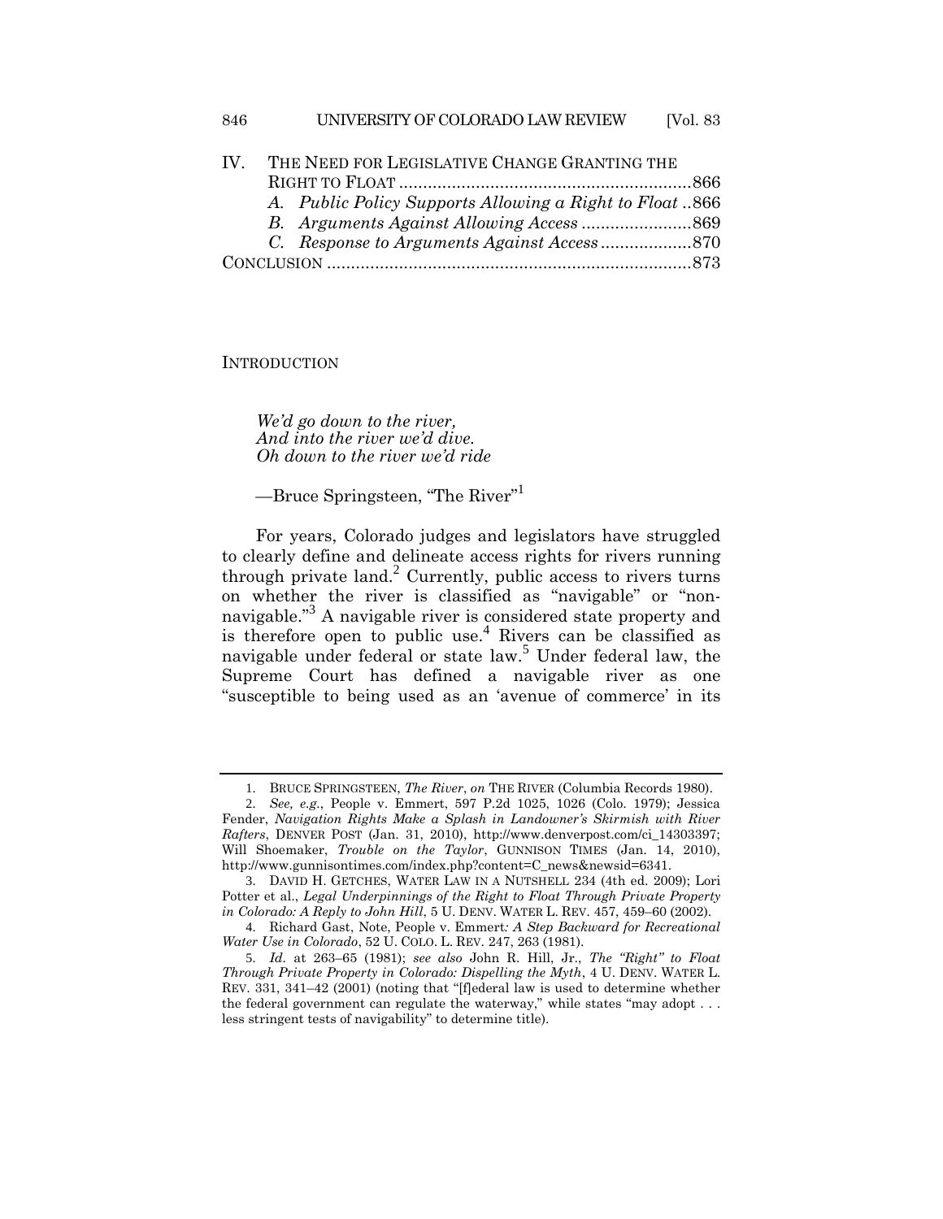IV. THE NEED FOR LEGISLATIVE CHANGE GRANTING THE RIGHT TO FLOAT ............................................................866
   *A. Public Policy Supports Allowing a Right to Float* ..866
   *B. Arguments Against Allowing Access* .......................869
   *C. Response to Arguments Against Access* ...................870

CONCLUSION ..........................................................................873

## INTRODUCTION

*We'd go down to the river,*
*And into the river we'd dive.*
*Oh down to the river we'd ride*

—Bruce Springsteen, "The River"[1]

For years, Colorado judges and legislators have struggled to clearly define and delineate access rights for rivers running through private land.[2] Currently, public access to rivers turns on whether the river is classified as "navigable" or "non-navigable."[3] A navigable river is considered state property and is therefore open to public use.[4] Rivers can be classified as navigable under federal or state law.[5] Under federal law, the Supreme Court has defined a navigable river as one "susceptible to being used as an 'avenue of commerce' in its

---

1. BRUCE SPRINGSTEEN, *The River*, *on* THE RIVER (Columbia Records 1980).

2. *See, e.g.*, People v. Emmert, 597 P.2d 1025, 1026 (Colo. 1979); Jessica Fender, *Navigation Rights Make a Splash in Landowner's Skirmish with River Rafters*, DENVER POST (Jan. 31, 2010), http://www.denverpost.com/ci_14303397; Will Shoemaker, *Trouble on the Taylor*, GUNNISON TIMES (Jan. 14, 2010), http://www.gunnisontimes.com/index.php?content=C_news&newsid=6341.

3. DAVID H. GETCHES, WATER LAW IN A NUTSHELL 234 (4th ed. 2009); Lori Potter et al., *Legal Underpinnings of the Right to Float Through Private Property in Colorado: A Reply to John Hill*, 5 U. DENV. WATER L. REV. 457, 459–60 (2002).

4. Richard Gast, Note, People v. Emmert*: A Step Backward for Recreational Water Use in Colorado*, 52 U. COLO. L. REV. 247, 263 (1981).

5. *Id.* at 263–65 (1981); *see also* John R. Hill, Jr., *The "Right" to Float Through Private Property in Colorado: Dispelling the Myth*, 4 U. DENV. WATER L. REV. 331, 341–42 (2001) (noting that "[f]ederal law is used to determine whether the federal government can regulate the waterway," while states "may adopt . . . less stringent tests of navigability" to determine title).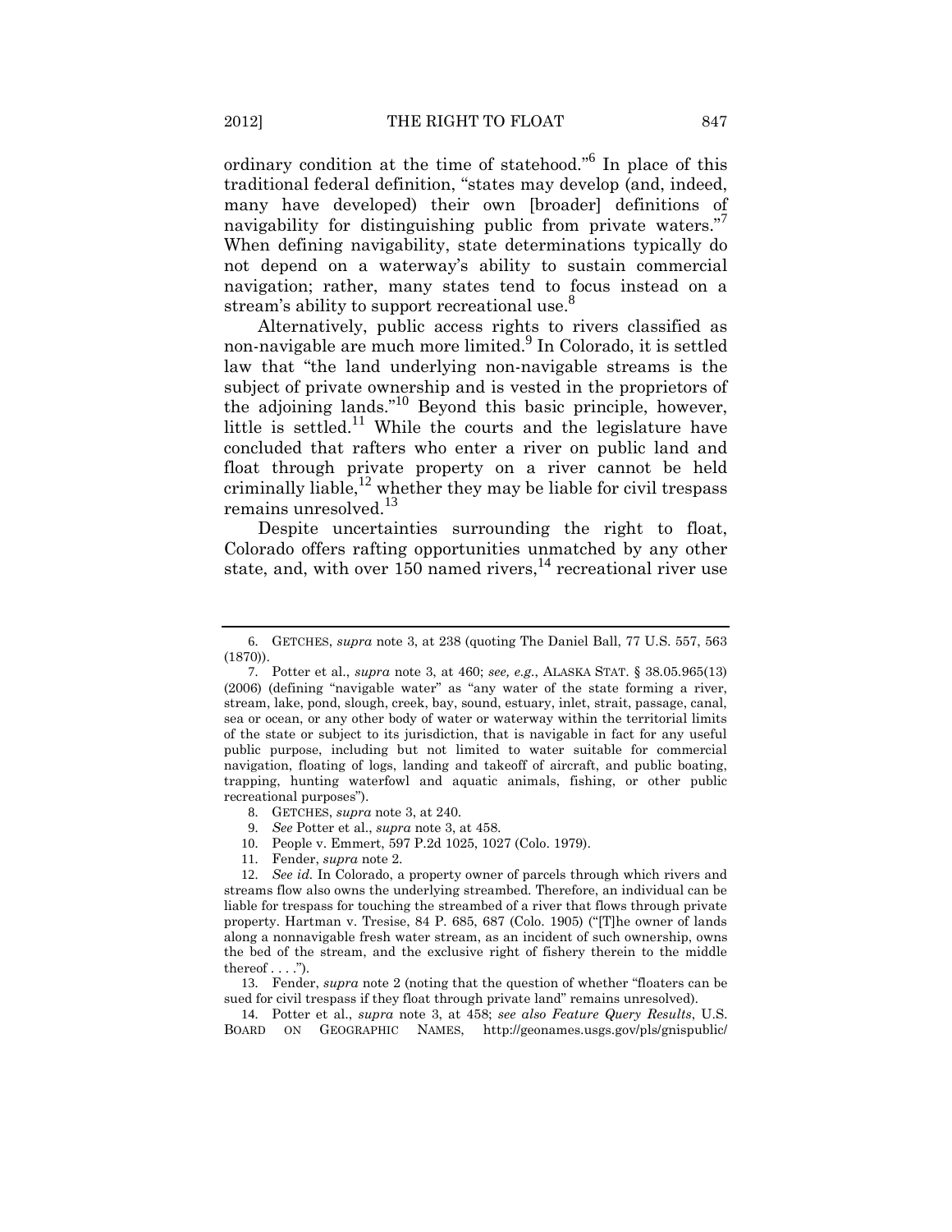ordinary condition at the time of statehood."[6] In place of this traditional federal definition, "states may develop (and, indeed, many have developed) their own [broader] definitions of navigability for distinguishing public from private waters."[7] When defining navigability, state determinations typically do not depend on a waterway's ability to sustain commercial navigation; rather, many states tend to focus instead on a stream's ability to support recreational use.[8]

Alternatively, public access rights to rivers classified as non-navigable are much more limited.[9] In Colorado, it is settled law that "the land underlying non-navigable streams is the subject of private ownership and is vested in the proprietors of the adjoining lands."[10] Beyond this basic principle, however, little is settled.[11] While the courts and the legislature have concluded that rafters who enter a river on public land and float through private property on a river cannot be held criminally liable,[12] whether they may be liable for civil trespass remains unresolved.[13]

Despite uncertainties surrounding the right to float, Colorado offers rafting opportunities unmatched by any other state, and, with over 150 named rivers,[14] recreational river use

---

6. GETCHES, *supra* note 3, at 238 (quoting The Daniel Ball, 77 U.S. 557, 563 (1870)).

7. Potter et al., *supra* note 3, at 460; *see, e.g.*, ALASKA STAT. § 38.05.965(13) (2006) (defining "navigable water" as "any water of the state forming a river, stream, lake, pond, slough, creek, bay, sound, estuary, inlet, strait, passage, canal, sea or ocean, or any other body of water or waterway within the territorial limits of the state or subject to its jurisdiction, that is navigable in fact for any useful public purpose, including but not limited to water suitable for commercial navigation, floating of logs, landing and takeoff of aircraft, and public boating, trapping, hunting waterfowl and aquatic animals, fishing, or other public recreational purposes").

8. GETCHES, *supra* note 3, at 240.

9. *See* Potter et al., *supra* note 3, at 458.

10. People v. Emmert, 597 P.2d 1025, 1027 (Colo. 1979).

11. Fender, *supra* note 2.

12. *See id.* In Colorado, a property owner of parcels through which rivers and streams flow also owns the underlying streambed. Therefore, an individual can be liable for trespass for touching the streambed of a river that flows through private property. Hartman v. Tresise, 84 P. 685, 687 (Colo. 1905) ("[T]he owner of lands along a nonnavigable fresh water stream, as an incident of such ownership, owns the bed of the stream, and the exclusive right of fishery therein to the middle thereof . . . .").

13. Fender, *supra* note 2 (noting that the question of whether "floaters can be sued for civil trespass if they float through private land" remains unresolved).

14. Potter et al., *supra* note 3, at 458; *see also Feature Query Results*, U.S. BOARD ON GEOGRAPHIC NAMES, http://geonames.usgs.gov/pls/gnispublic/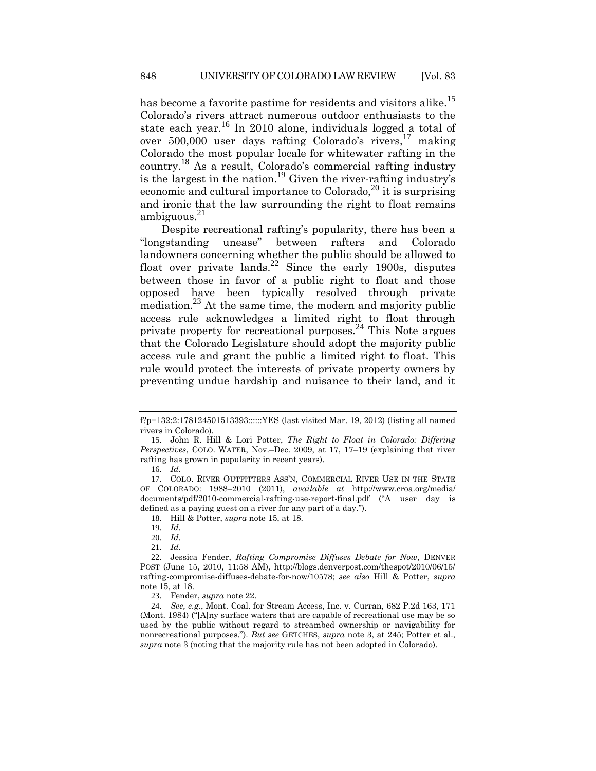has become a favorite pastime for residents and visitors alike.[15] Colorado's rivers attract numerous outdoor enthusiasts to the state each year.[16] In 2010 alone, individuals logged a total of over 500,000 user days rafting Colorado's rivers,[17] making Colorado the most popular locale for whitewater rafting in the country.[18] As a result, Colorado's commercial rafting industry is the largest in the nation.[19] Given the river-rafting industry's economic and cultural importance to Colorado,[20] it is surprising and ironic that the law surrounding the right to float remains ambiguous.[21]

Despite recreational rafting's popularity, there has been a "longstanding unease" between rafters and Colorado landowners concerning whether the public should be allowed to float over private lands.[22] Since the early 1900s, disputes between those in favor of a public right to float and those opposed have been typically resolved through private mediation.[23] At the same time, the modern and majority public access rule acknowledges a limited right to float through private property for recreational purposes.[24] This Note argues that the Colorado Legislature should adopt the majority public access rule and grant the public a limited right to float. This rule would protect the interests of private property owners by preventing undue hardship and nuisance to their land, and it

---

f?p=132:2:178124501513393::::::YES (last visited Mar. 19, 2012) (listing all named rivers in Colorado).

15. John R. Hill & Lori Potter, *The Right to Float in Colorado: Differing Perspectives*, COLO. WATER, Nov.–Dec. 2009, at 17, 17–19 (explaining that river rafting has grown in popularity in recent years).

16. *Id.*

17. COLO. RIVER OUTFITTERS ASS'N, COMMERCIAL RIVER USE IN THE STATE OF COLORADO: 1988–2010 (2011), *available at* http://www.croa.org/media/documents/pdf/2010-commercial-rafting-use-report-final.pdf ("A user day is defined as a paying guest on a river for any part of a day.").

18. Hill & Potter, *supra* note 15, at 18.

19. *Id.*

20. *Id.*

21. *Id.*

22. Jessica Fender, *Rafting Compromise Diffuses Debate for Now*, DENVER POST (June 15, 2010, 11:58 AM), http://blogs.denverpost.com/thespot/2010/06/15/rafting-compromise-diffuses-debate-for-now/10578; *see also* Hill & Potter, *supra* note 15, at 18.

23. Fender, *supra* note 22.

24. *See, e.g.*, Mont. Coal. for Stream Access, Inc. v. Curran, 682 P.2d 163, 171 (Mont. 1984) ("[A]ny surface waters that are capable of recreational use may be so used by the public without regard to streambed ownership or navigability for nonrecreational purposes."). *But see* GETCHES, *supra* note 3, at 245; Potter et al., *supra* note 3 (noting that the majority rule has not been adopted in Colorado).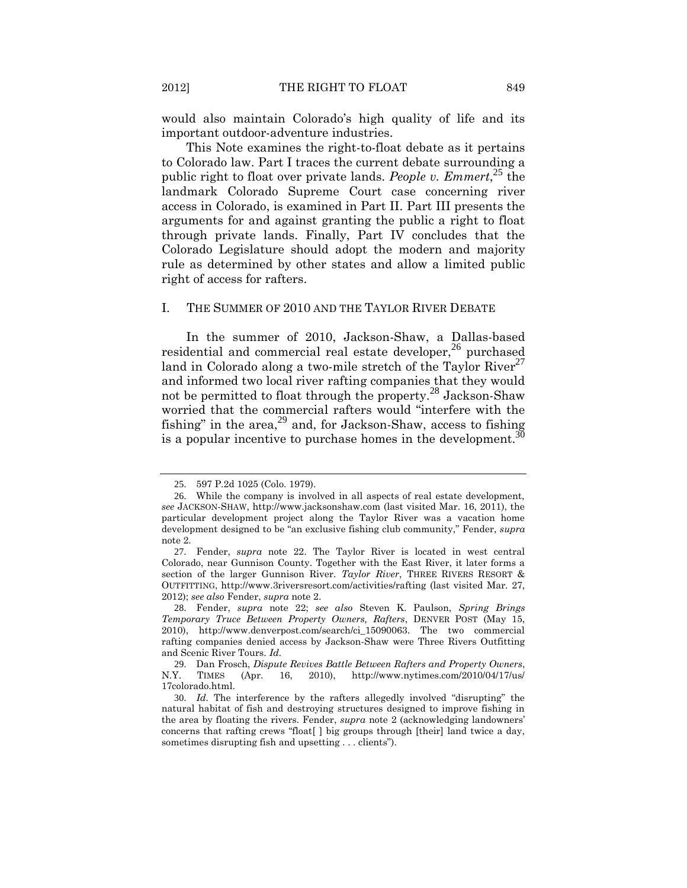would also maintain Colorado's high quality of life and its important outdoor-adventure industries.

This Note examines the right-to-float debate as it pertains to Colorado law. Part I traces the current debate surrounding a public right to float over private lands. *People v. Emmert*,[25] the landmark Colorado Supreme Court case concerning river access in Colorado, is examined in Part II. Part III presents the arguments for and against granting the public a right to float through private lands. Finally, Part IV concludes that the Colorado Legislature should adopt the modern and majority rule as determined by other states and allow a limited public right of access for rafters.

## I. THE SUMMER OF 2010 AND THE TAYLOR RIVER DEBATE

In the summer of 2010, Jackson-Shaw, a Dallas-based residential and commercial real estate developer,[26] purchased land in Colorado along a two-mile stretch of the Taylor River[27] and informed two local river rafting companies that they would not be permitted to float through the property.[28] Jackson-Shaw worried that the commercial rafters would "interfere with the fishing" in the area,[29] and, for Jackson-Shaw, access to fishing is a popular incentive to purchase homes in the development.[30]

---

25. 597 P.2d 1025 (Colo. 1979).

26. While the company is involved in all aspects of real estate development, *see* JACKSON-SHAW, http://www.jacksonshaw.com (last visited Mar. 16, 2011), the particular development project along the Taylor River was a vacation home development designed to be "an exclusive fishing club community," Fender, *supra* note 2.

27. Fender, *supra* note 22. The Taylor River is located in west central Colorado, near Gunnison County. Together with the East River, it later forms a section of the larger Gunnison River. *Taylor River*, THREE RIVERS RESORT & OUTFITTING, http://www.3riversresort.com/activities/rafting (last visited Mar. 27, 2012); *see also* Fender, *supra* note 2.

28. Fender, *supra* note 22; *see also* Steven K. Paulson, *Spring Brings Temporary Truce Between Property Owners, Rafters*, DENVER POST (May 15, 2010), http://www.denverpost.com/search/ci_15090063. The two commercial rafting companies denied access by Jackson-Shaw were Three Rivers Outfitting and Scenic River Tours. *Id.*

29. Dan Frosch, *Dispute Revives Battle Between Rafters and Property Owners*, N.Y. TIMES (Apr. 16, 2010), http://www.nytimes.com/2010/04/17/us/17colorado.html.

30. *Id.* The interference by the rafters allegedly involved "disrupting" the natural habitat of fish and destroying structures designed to improve fishing in the area by floating the rivers. Fender, *supra* note 2 (acknowledging landowners' concerns that rafting crews "float[ ] big groups through [their] land twice a day, sometimes disrupting fish and upsetting . . . clients").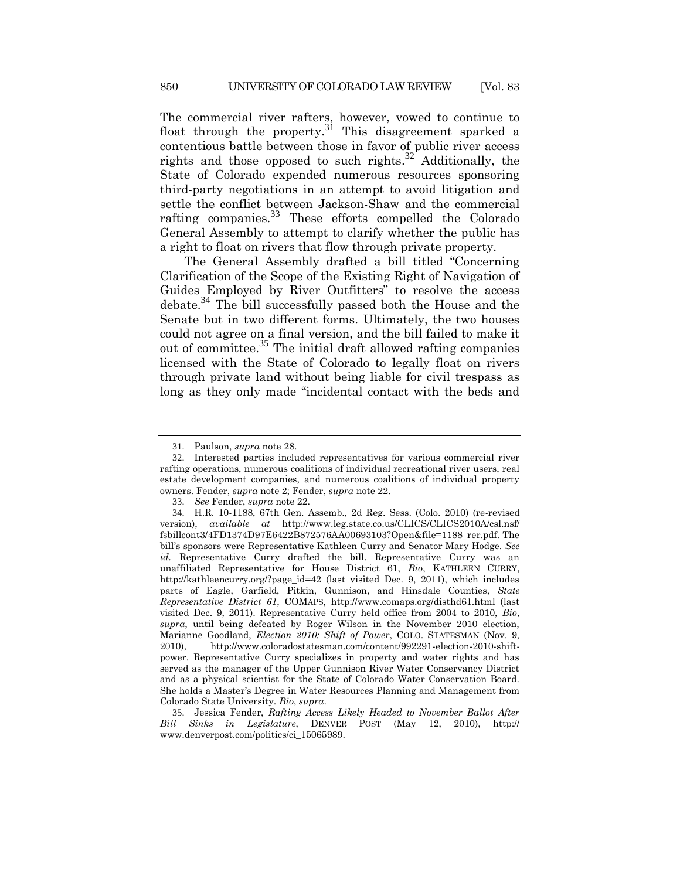The commercial river rafters, however, vowed to continue to float through the property.[31] This disagreement sparked a contentious battle between those in favor of public river access rights and those opposed to such rights.[32] Additionally, the State of Colorado expended numerous resources sponsoring third-party negotiations in an attempt to avoid litigation and settle the conflict between Jackson-Shaw and the commercial rafting companies.[33] These efforts compelled the Colorado General Assembly to attempt to clarify whether the public has a right to float on rivers that flow through private property.

The General Assembly drafted a bill titled "Concerning Clarification of the Scope of the Existing Right of Navigation of Guides Employed by River Outfitters" to resolve the access debate.[34] The bill successfully passed both the House and the Senate but in two different forms. Ultimately, the two houses could not agree on a final version, and the bill failed to make it out of committee.[35] The initial draft allowed rafting companies licensed with the State of Colorado to legally float on rivers through private land without being liable for civil trespass as long as they only made "incidental contact with the beds and

---

31. Paulson, *supra* note 28.

32. Interested parties included representatives for various commercial river rafting operations, numerous coalitions of individual recreational river users, real estate development companies, and numerous coalitions of individual property owners. Fender, *supra* note 2; Fender, *supra* note 22.

33. *See* Fender, *supra* note 22.

34. H.R. 10-1188, 67th Gen. Assemb., 2d Reg. Sess. (Colo. 2010) (re-revised version), *available at* http://www.leg.state.co.us/CLICS/CLICS2010A/csl.nsf/fsbillcont3/4FD1374D97E6422B872576AA00693103?Open&file=1188_rer.pdf. The bill's sponsors were Representative Kathleen Curry and Senator Mary Hodge. *See id.* Representative Curry drafted the bill. Representative Curry was an unaffiliated Representative for House District 61, *Bio*, KATHLEEN CURRY, http://kathleencurry.org/?page_id=42 (last visited Dec. 9, 2011), which includes parts of Eagle, Garfield, Pitkin, Gunnison, and Hinsdale Counties, *State Representative District 61*, COMAPS, http://www.comaps.org/disthd61.html (last visited Dec. 9, 2011). Representative Curry held office from 2004 to 2010, *Bio*, *supra*, until being defeated by Roger Wilson in the November 2010 election, Marianne Goodland, *Election 2010: Shift of Power*, COLO. STATESMAN (Nov. 9, 2010), http://www.coloradostatesman.com/content/992291-election-2010-shift-power. Representative Curry specializes in property and water rights and has served as the manager of the Upper Gunnison River Water Conservancy District and as a physical scientist for the State of Colorado Water Conservation Board. She holds a Master's Degree in Water Resources Planning and Management from Colorado State University. *Bio*, *supra*.

35. Jessica Fender, *Rafting Access Likely Headed to November Ballot After Bill Sinks in Legislature*, DENVER POST (May 12, 2010), http://www.denverpost.com/politics/ci_15065989.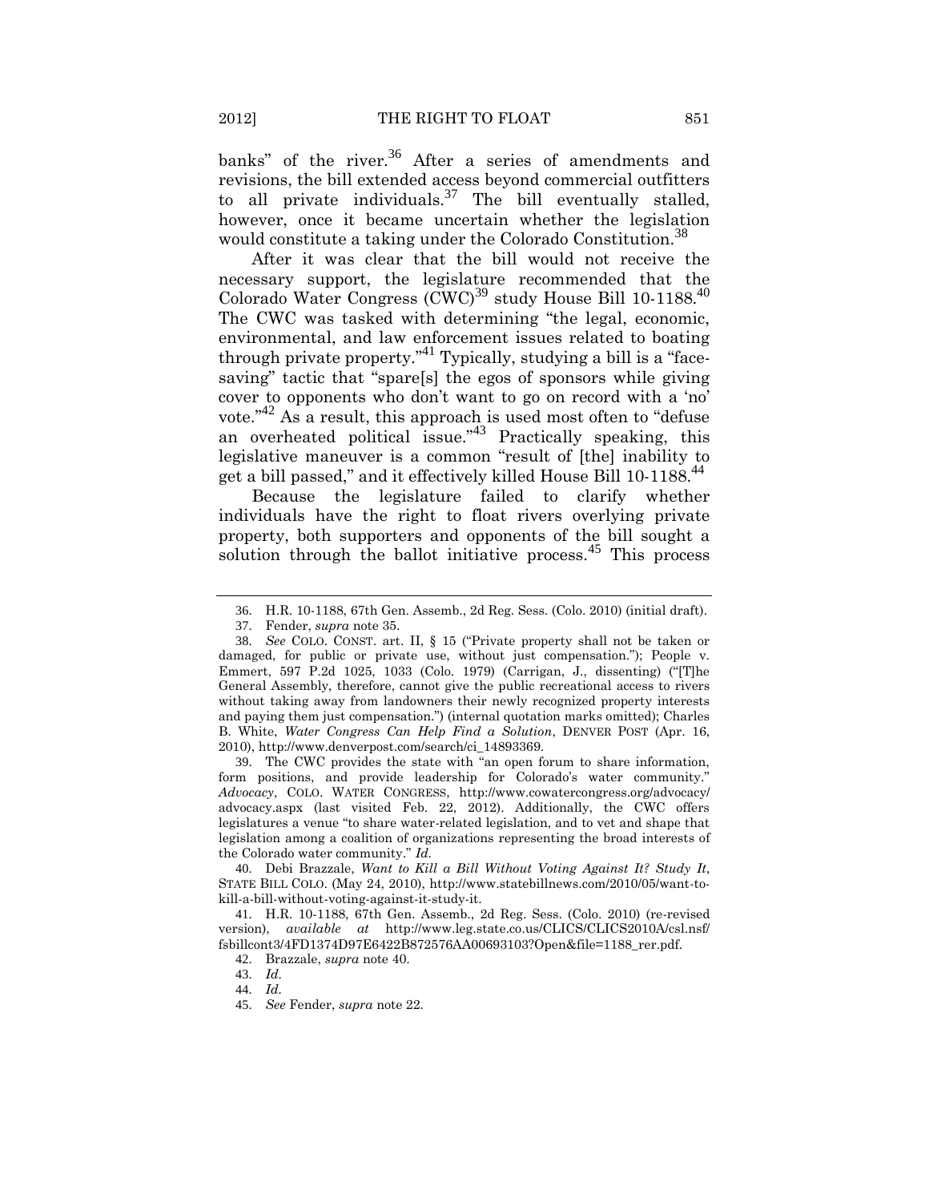banks" of the river.[36] After a series of amendments and revisions, the bill extended access beyond commercial outfitters to all private individuals.[37] The bill eventually stalled, however, once it became uncertain whether the legislation would constitute a taking under the Colorado Constitution.[38]

After it was clear that the bill would not receive the necessary support, the legislature recommended that the Colorado Water Congress (CWC)[39] study House Bill 10-1188.[40] The CWC was tasked with determining "the legal, economic, environmental, and law enforcement issues related to boating through private property."[41] Typically, studying a bill is a "face-saving" tactic that "spare[s] the egos of sponsors while giving cover to opponents who don't want to go on record with a 'no' vote."[42] As a result, this approach is used most often to "defuse an overheated political issue."[43] Practically speaking, this legislative maneuver is a common "result of [the] inability to get a bill passed," and it effectively killed House Bill 10-1188.[44]

Because the legislature failed to clarify whether individuals have the right to float rivers overlying private property, both supporters and opponents of the bill sought a solution through the ballot initiative process.[45] This process

---

36. H.R. 10-1188, 67th Gen. Assemb., 2d Reg. Sess. (Colo. 2010) (initial draft).

37. Fender, *supra* note 35.

38. *See* COLO. CONST. art. II, § 15 ("Private property shall not be taken or damaged, for public or private use, without just compensation."); People v. Emmert, 597 P.2d 1025, 1033 (Colo. 1979) (Carrigan, J., dissenting) ("[T]he General Assembly, therefore, cannot give the public recreational access to rivers without taking away from landowners their newly recognized property interests and paying them just compensation.") (internal quotation marks omitted); Charles B. White, *Water Congress Can Help Find a Solution*, DENVER POST (Apr. 16, 2010), http://www.denverpost.com/search/ci_14893369.

39. The CWC provides the state with "an open forum to share information, form positions, and provide leadership for Colorado's water community." *Advocacy*, COLO. WATER CONGRESS, http://www.cowatercongress.org/advocacy/advocacy.aspx (last visited Feb. 22, 2012). Additionally, the CWC offers legislatures a venue "to share water-related legislation, and to vet and shape that legislation among a coalition of organizations representing the broad interests of the Colorado water community." *Id.*

40. Debi Brazzale, *Want to Kill a Bill Without Voting Against It? Study It*, STATE BILL COLO. (May 24, 2010), http://www.statebillnews.com/2010/05/want-to-kill-a-bill-without-voting-against-it-study-it.

41. H.R. 10-1188, 67th Gen. Assemb., 2d Reg. Sess. (Colo. 2010) (re-revised version), *available at* http://www.leg.state.co.us/CLICS/CLICS2010A/csl.nsf/fsbillcont3/4FD1374D97E6422B872576AA00693103?Open&file=1188_rer.pdf.

42. Brazzale, *supra* note 40.

43. *Id.*

44. *Id.*

45. *See* Fender, *supra* note 22.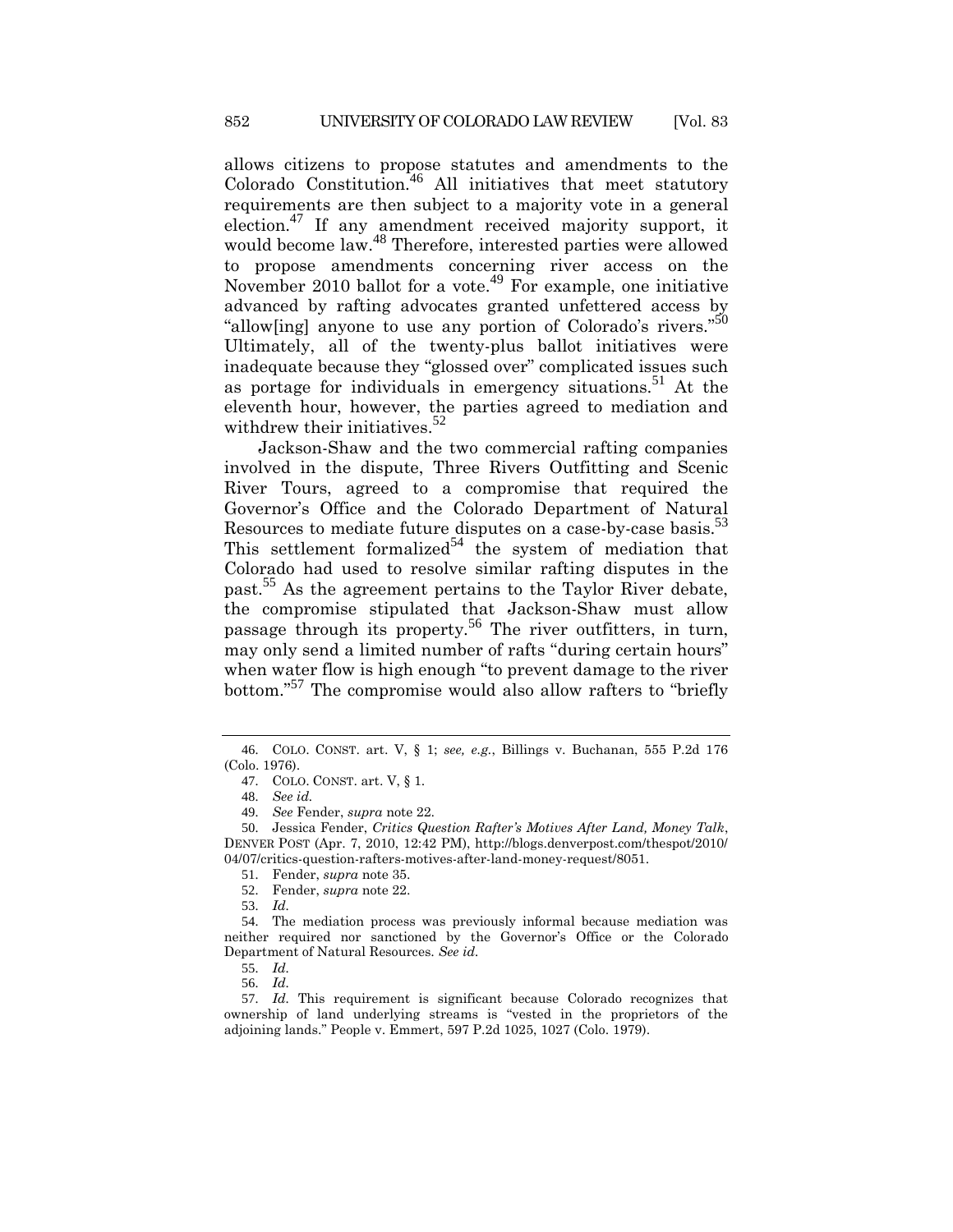allows citizens to propose statutes and amendments to the Colorado Constitution.[46] All initiatives that meet statutory requirements are then subject to a majority vote in a general election.[47] If any amendment received majority support, it would become law.[48] Therefore, interested parties were allowed to propose amendments concerning river access on the November 2010 ballot for a vote.[49] For example, one initiative advanced by rafting advocates granted unfettered access by "allow[ing] anyone to use any portion of Colorado's rivers."[50] Ultimately, all of the twenty-plus ballot initiatives were inadequate because they "glossed over" complicated issues such as portage for individuals in emergency situations.[51] At the eleventh hour, however, the parties agreed to mediation and withdrew their initiatives.[52]

Jackson-Shaw and the two commercial rafting companies involved in the dispute, Three Rivers Outfitting and Scenic River Tours, agreed to a compromise that required the Governor's Office and the Colorado Department of Natural Resources to mediate future disputes on a case-by-case basis.[53] This settlement formalized[54] the system of mediation that Colorado had used to resolve similar rafting disputes in the past.[55] As the agreement pertains to the Taylor River debate, the compromise stipulated that Jackson-Shaw must allow passage through its property.[56] The river outfitters, in turn, may only send a limited number of rafts "during certain hours" when water flow is high enough "to prevent damage to the river bottom."[57] The compromise would also allow rafters to "briefly

---

46. COLO. CONST. art. V, § 1; *see, e.g.*, Billings v. Buchanan, 555 P.2d 176 (Colo. 1976).

47. COLO. CONST. art. V, § 1.

48. *See id.*

49. *See* Fender, *supra* note 22.

50. Jessica Fender, *Critics Question Rafter's Motives After Land, Money Talk*, DENVER POST (Apr. 7, 2010, 12:42 PM), http://blogs.denverpost.com/thespot/2010/04/07/critics-question-rafters-motives-after-land-money-request/8051.

51. Fender, *supra* note 35.

52. Fender, *supra* note 22.

53. *Id.*

54. The mediation process was previously informal because mediation was neither required nor sanctioned by the Governor's Office or the Colorado Department of Natural Resources. *See id.*

55. *Id.*

56. *Id.*

57. *Id.* This requirement is significant because Colorado recognizes that ownership of land underlying streams is "vested in the proprietors of the adjoining lands." People v. Emmert, 597 P.2d 1025, 1027 (Colo. 1979).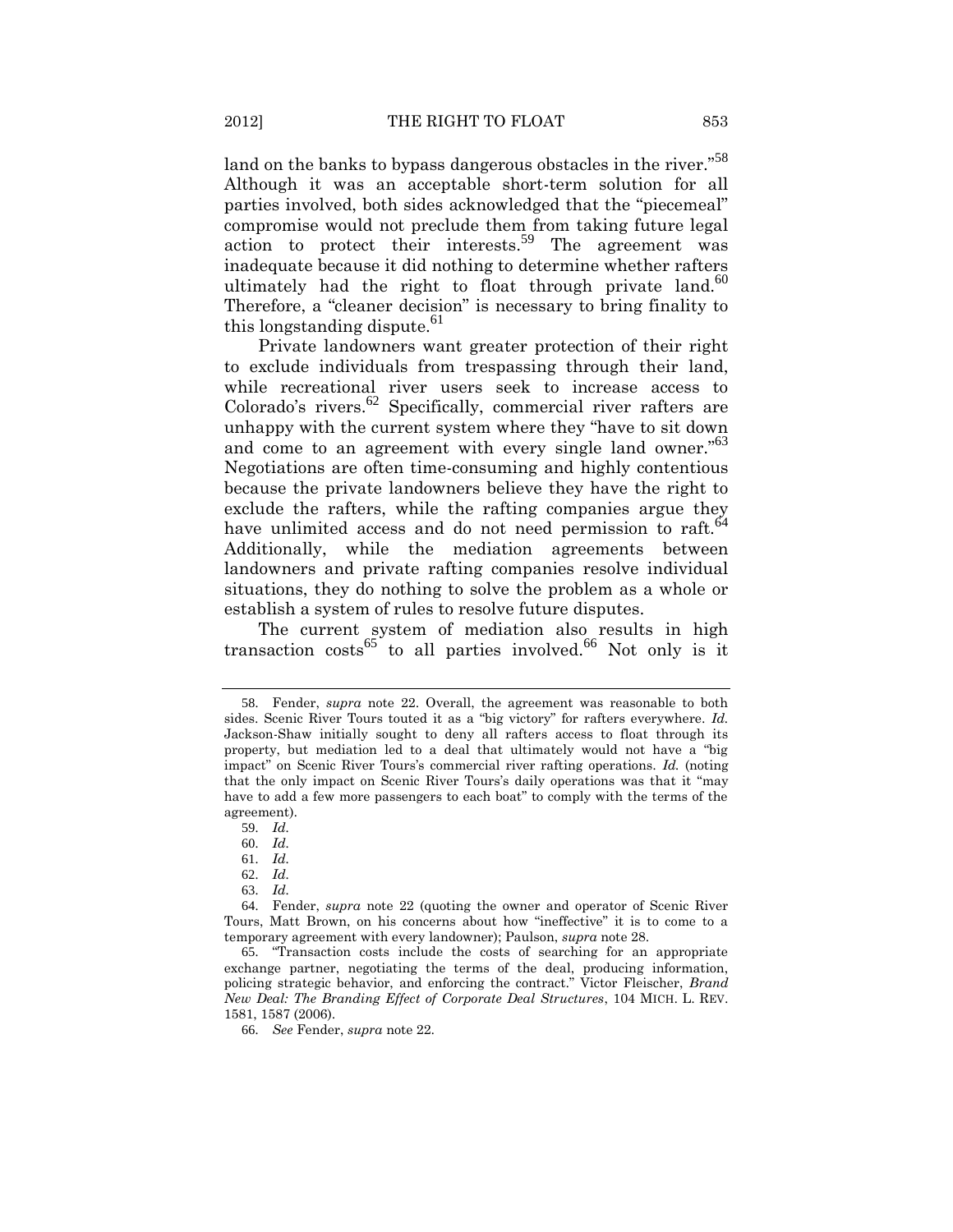land on the banks to bypass dangerous obstacles in the river."[58] Although it was an acceptable short-term solution for all parties involved, both sides acknowledged that the "piecemeal" compromise would not preclude them from taking future legal action to protect their interests.[59] The agreement was inadequate because it did nothing to determine whether rafters ultimately had the right to float through private land.[60] Therefore, a "cleaner decision" is necessary to bring finality to this longstanding dispute.[61]

Private landowners want greater protection of their right to exclude individuals from trespassing through their land, while recreational river users seek to increase access to Colorado's rivers.[62] Specifically, commercial river rafters are unhappy with the current system where they "have to sit down and come to an agreement with every single land owner."[63] Negotiations are often time-consuming and highly contentious because the private landowners believe they have the right to exclude the rafters, while the rafting companies argue they have unlimited access and do not need permission to raft.[64] Additionally, while the mediation agreements between landowners and private rafting companies resolve individual situations, they do nothing to solve the problem as a whole or establish a system of rules to resolve future disputes.

The current system of mediation also results in high transaction costs[65] to all parties involved.[66] Not only is it

---

58. Fender, *supra* note 22. Overall, the agreement was reasonable to both sides. Scenic River Tours touted it as a "big victory" for rafters everywhere. *Id.* Jackson-Shaw initially sought to deny all rafters access to float through its property, but mediation led to a deal that ultimately would not have a "big impact" on Scenic River Tours's commercial river rafting operations. *Id.* (noting that the only impact on Scenic River Tours's daily operations was that it "may have to add a few more passengers to each boat" to comply with the terms of the agreement).

59. *Id.*

60. *Id.*

61. *Id.*

62. *Id.*

63. *Id.*

64. Fender, *supra* note 22 (quoting the owner and operator of Scenic River Tours, Matt Brown, on his concerns about how "ineffective" it is to come to a temporary agreement with every landowner); Paulson, *supra* note 28.

65. "Transaction costs include the costs of searching for an appropriate exchange partner, negotiating the terms of the deal, producing information, policing strategic behavior, and enforcing the contract." Victor Fleischer, *Brand New Deal: The Branding Effect of Corporate Deal Structures*, 104 MICH. L. REV. 1581, 1587 (2006).

66. *See* Fender, *supra* note 22.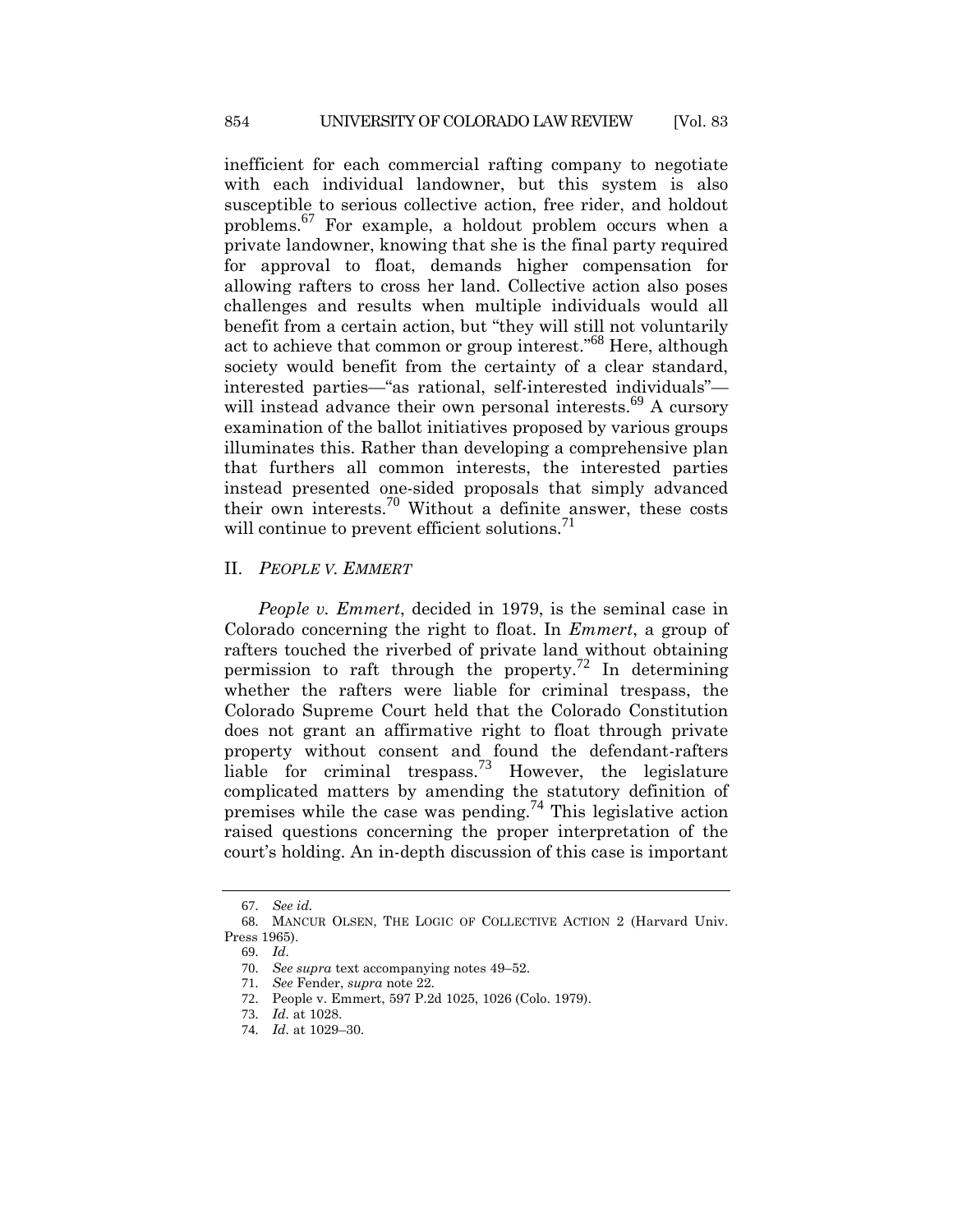inefficient for each commercial rafting company to negotiate with each individual landowner, but this system is also susceptible to serious collective action, free rider, and holdout problems.[67] For example, a holdout problem occurs when a private landowner, knowing that she is the final party required for approval to float, demands higher compensation for allowing rafters to cross her land. Collective action also poses challenges and results when multiple individuals would all benefit from a certain action, but "they will still not voluntarily act to achieve that common or group interest."[68] Here, although society would benefit from the certainty of a clear standard, interested parties—"as rational, self-interested individuals"—will instead advance their own personal interests.[69] A cursory examination of the ballot initiatives proposed by various groups illuminates this. Rather than developing a comprehensive plan that furthers all common interests, the interested parties instead presented one-sided proposals that simply advanced their own interests.[70] Without a definite answer, these costs will continue to prevent efficient solutions.[71]

## II. *PEOPLE V. EMMERT*

*People v. Emmert*, decided in 1979, is the seminal case in Colorado concerning the right to float. In *Emmert*, a group of rafters touched the riverbed of private land without obtaining permission to raft through the property.[72] In determining whether the rafters were liable for criminal trespass, the Colorado Supreme Court held that the Colorado Constitution does not grant an affirmative right to float through private property without consent and found the defendant-rafters liable for criminal trespass.[73] However, the legislature complicated matters by amending the statutory definition of premises while the case was pending.[74] This legislative action raised questions concerning the proper interpretation of the court's holding. An in-depth discussion of this case is important

67. *See id.*

68. MANCUR OLSEN, THE LOGIC OF COLLECTIVE ACTION 2 (Harvard Univ. Press 1965).

69. *Id.*

70. *See supra* text accompanying notes 49–52.

71. *See* Fender, *supra* note 22.

72. People v. Emmert, 597 P.2d 1025, 1026 (Colo. 1979).

73. *Id.* at 1028.

74. *Id.* at 1029–30.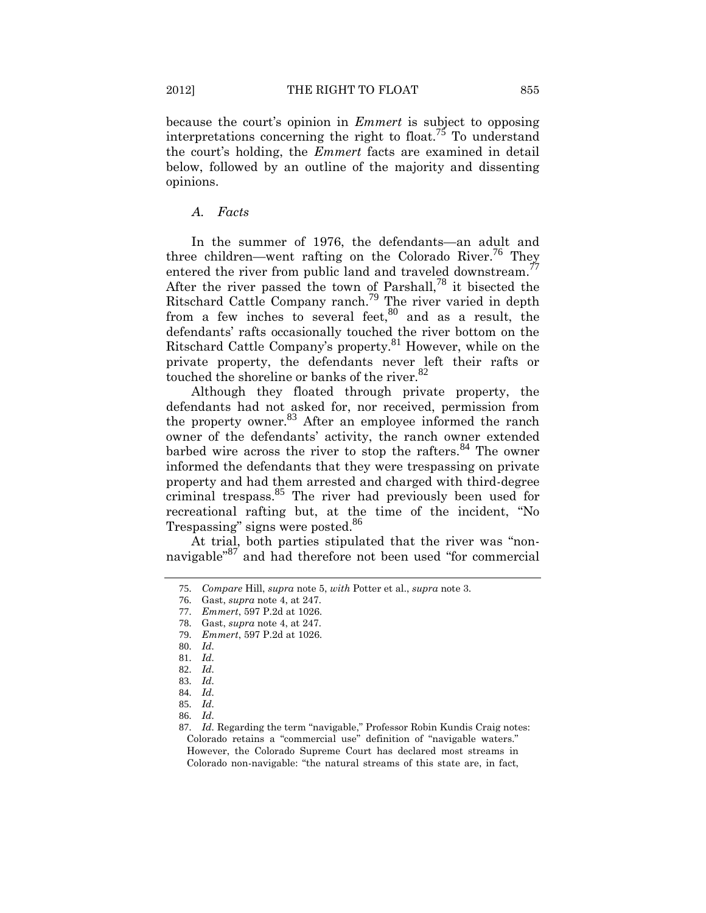because the court's opinion in *Emmert* is subject to opposing interpretations concerning the right to float.[75] To understand the court's holding, the *Emmert* facts are examined in detail below, followed by an outline of the majority and dissenting opinions.

### *A. Facts*

In the summer of 1976, the defendants—an adult and three children—went rafting on the Colorado River.[76] They entered the river from public land and traveled downstream.[77] After the river passed the town of Parshall,[78] it bisected the Ritschard Cattle Company ranch.[79] The river varied in depth from a few inches to several feet,[80] and as a result, the defendants' rafts occasionally touched the river bottom on the Ritschard Cattle Company's property.[81] However, while on the private property, the defendants never left their rafts or touched the shoreline or banks of the river.[82]

Although they floated through private property, the defendants had not asked for, nor received, permission from the property owner.[83] After an employee informed the ranch owner of the defendants' activity, the ranch owner extended barbed wire across the river to stop the rafters.[84] The owner informed the defendants that they were trespassing on private property and had them arrested and charged with third-degree criminal trespass.[85] The river had previously been used for recreational rafting but, at the time of the incident, "No Trespassing" signs were posted.[86]

At trial, both parties stipulated that the river was "non-navigable"[87] and had therefore not been used "for commercial

---

75. *Compare* Hill, *supra* note 5, *with* Potter et al., *supra* note 3.

76. Gast, *supra* note 4, at 247.

77. *Emmert*, 597 P.2d at 1026.

78. Gast, *supra* note 4, at 247.

79. *Emmert*, 597 P.2d at 1026.

80. *Id.*

81. *Id.*

82. *Id.*

83. *Id.*

84. *Id.*

85. *Id.*

86. *Id.*

87. *Id.* Regarding the term "navigable," Professor Robin Kundis Craig notes:
Colorado retains a "commercial use" definition of "navigable waters." However, the Colorado Supreme Court has declared most streams in Colorado non-navigable: "the natural streams of this state are, in fact,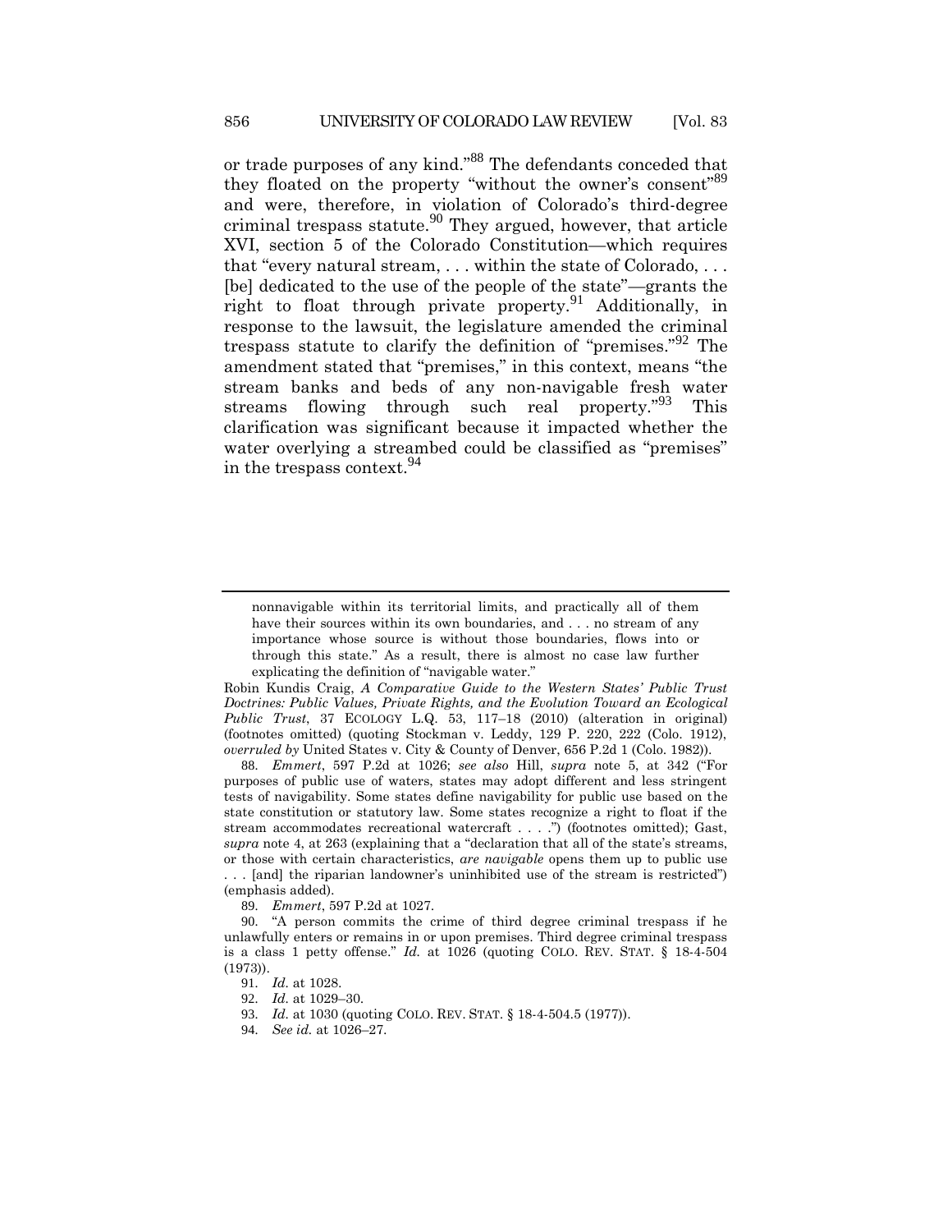or trade purposes of any kind."[88] The defendants conceded that they floated on the property "without the owner's consent"[89] and were, therefore, in violation of Colorado's third-degree criminal trespass statute.[90] They argued, however, that article XVI, section 5 of the Colorado Constitution—which requires that "every natural stream, . . . within the state of Colorado, . . . [be] dedicated to the use of the people of the state"—grants the right to float through private property.[91] Additionally, in response to the lawsuit, the legislature amended the criminal trespass statute to clarify the definition of "premises."[92] The amendment stated that "premises," in this context, means "the stream banks and beds of any non-navigable fresh water streams flowing through such real property."[93] This clarification was significant because it impacted whether the water overlying a streambed could be classified as "premises" in the trespass context.[94]

---

> nonnavigable within its territorial limits, and practically all of them have their sources within its own boundaries, and . . . no stream of any importance whose source is without those boundaries, flows into or through this state." As a result, there is almost no case law further explicating the definition of "navigable water."

Robin Kundis Craig, *A Comparative Guide to the Western States' Public Trust Doctrines: Public Values, Private Rights, and the Evolution Toward an Ecological Public Trust*, 37 ECOLOGY L.Q. 53, 117–18 (2010) (alteration in original) (footnotes omitted) (quoting Stockman v. Leddy, 129 P. 220, 222 (Colo. 1912), *overruled by* United States v. City & County of Denver, 656 P.2d 1 (Colo. 1982)).

88. *Emmert*, 597 P.2d at 1026; *see also* Hill, *supra* note 5, at 342 ("For purposes of public use of waters, states may adopt different and less stringent tests of navigability. Some states define navigability for public use based on the state constitution or statutory law. Some states recognize a right to float if the stream accommodates recreational watercraft . . . .") (footnotes omitted); Gast, *supra* note 4, at 263 (explaining that a "declaration that all of the state's streams, or those with certain characteristics, *are navigable* opens them up to public use . . . [and] the riparian landowner's uninhibited use of the stream is restricted") (emphasis added).

89. *Emmert*, 597 P.2d at 1027.

90. "A person commits the crime of third degree criminal trespass if he unlawfully enters or remains in or upon premises. Third degree criminal trespass is a class 1 petty offense." *Id.* at 1026 (quoting COLO. REV. STAT. § 18-4-504 (1973)).

91. *Id.* at 1028.

92. *Id.* at 1029–30.

93. *Id.* at 1030 (quoting COLO. REV. STAT. § 18-4-504.5 (1977)).

94. *See id.* at 1026–27.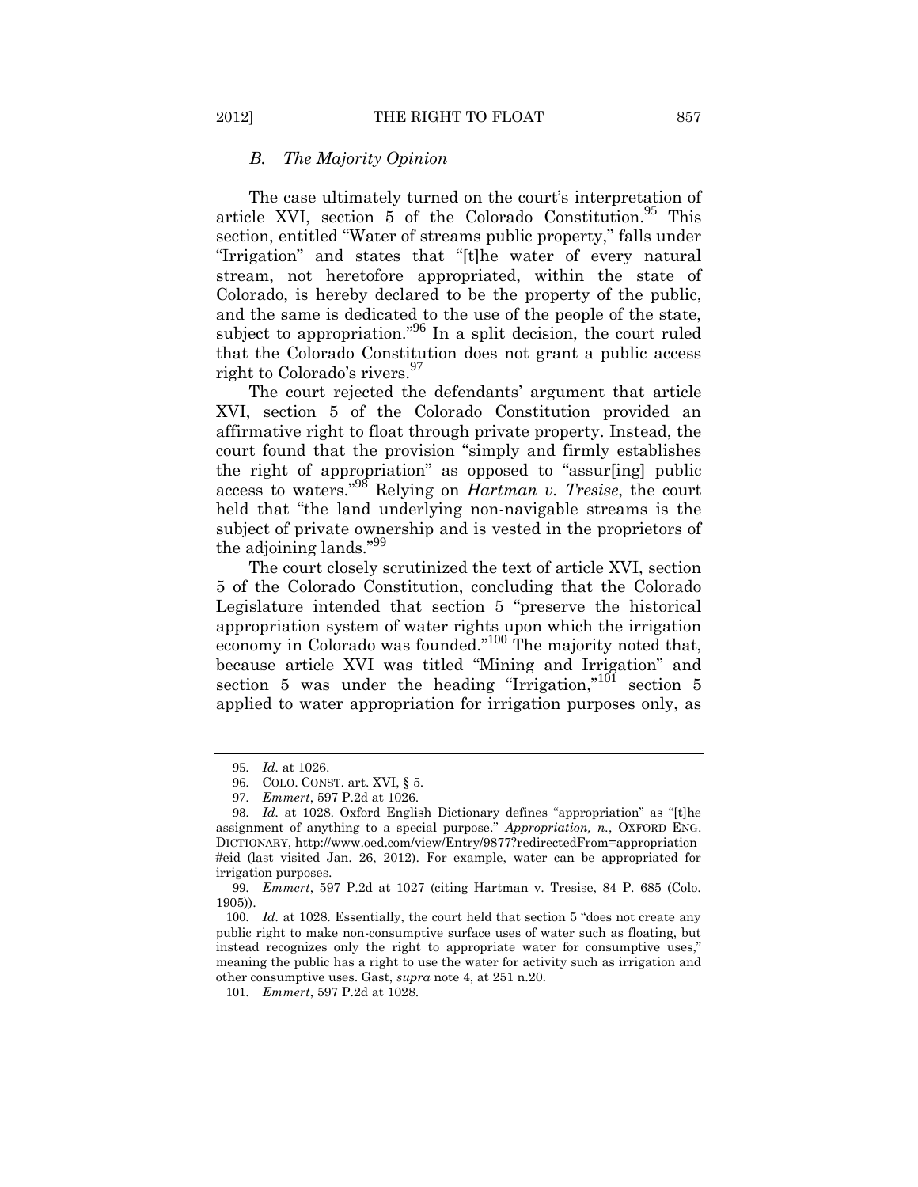### *B. The Majority Opinion*

The case ultimately turned on the court's interpretation of article XVI, section 5 of the Colorado Constitution.[95] This section, entitled "Water of streams public property," falls under "Irrigation" and states that "[t]he water of every natural stream, not heretofore appropriated, within the state of Colorado, is hereby declared to be the property of the public, and the same is dedicated to the use of the people of the state, subject to appropriation."[96] In a split decision, the court ruled that the Colorado Constitution does not grant a public access right to Colorado's rivers.[97]

The court rejected the defendants' argument that article XVI, section 5 of the Colorado Constitution provided an affirmative right to float through private property. Instead, the court found that the provision "simply and firmly establishes the right of appropriation" as opposed to "assur[ing] public access to waters."[98] Relying on *Hartman v. Tresise*, the court held that "the land underlying non-navigable streams is the subject of private ownership and is vested in the proprietors of the adjoining lands."[99]

The court closely scrutinized the text of article XVI, section 5 of the Colorado Constitution, concluding that the Colorado Legislature intended that section 5 "preserve the historical appropriation system of water rights upon which the irrigation economy in Colorado was founded."[100] The majority noted that, because article XVI was titled "Mining and Irrigation" and section 5 was under the heading "Irrigation,"[101] section 5 applied to water appropriation for irrigation purposes only, as

---

95. *Id.* at 1026.

96. COLO. CONST. art. XVI, § 5.

97. *Emmert*, 597 P.2d at 1026.

98. *Id.* at 1028. Oxford English Dictionary defines "appropriation" as "[t]he assignment of anything to a special purpose." *Appropriation, n.*, OXFORD ENG. DICTIONARY, http://www.oed.com/view/Entry/9877?redirectedFrom=appropriation #eid (last visited Jan. 26, 2012). For example, water can be appropriated for irrigation purposes.

99. *Emmert*, 597 P.2d at 1027 (citing Hartman v. Tresise, 84 P. 685 (Colo. 1905)).

100. *Id.* at 1028. Essentially, the court held that section 5 "does not create any public right to make non-consumptive surface uses of water such as floating, but instead recognizes only the right to appropriate water for consumptive uses," meaning the public has a right to use the water for activity such as irrigation and other consumptive uses. Gast, *supra* note 4, at 251 n.20.

101. *Emmert*, 597 P.2d at 1028.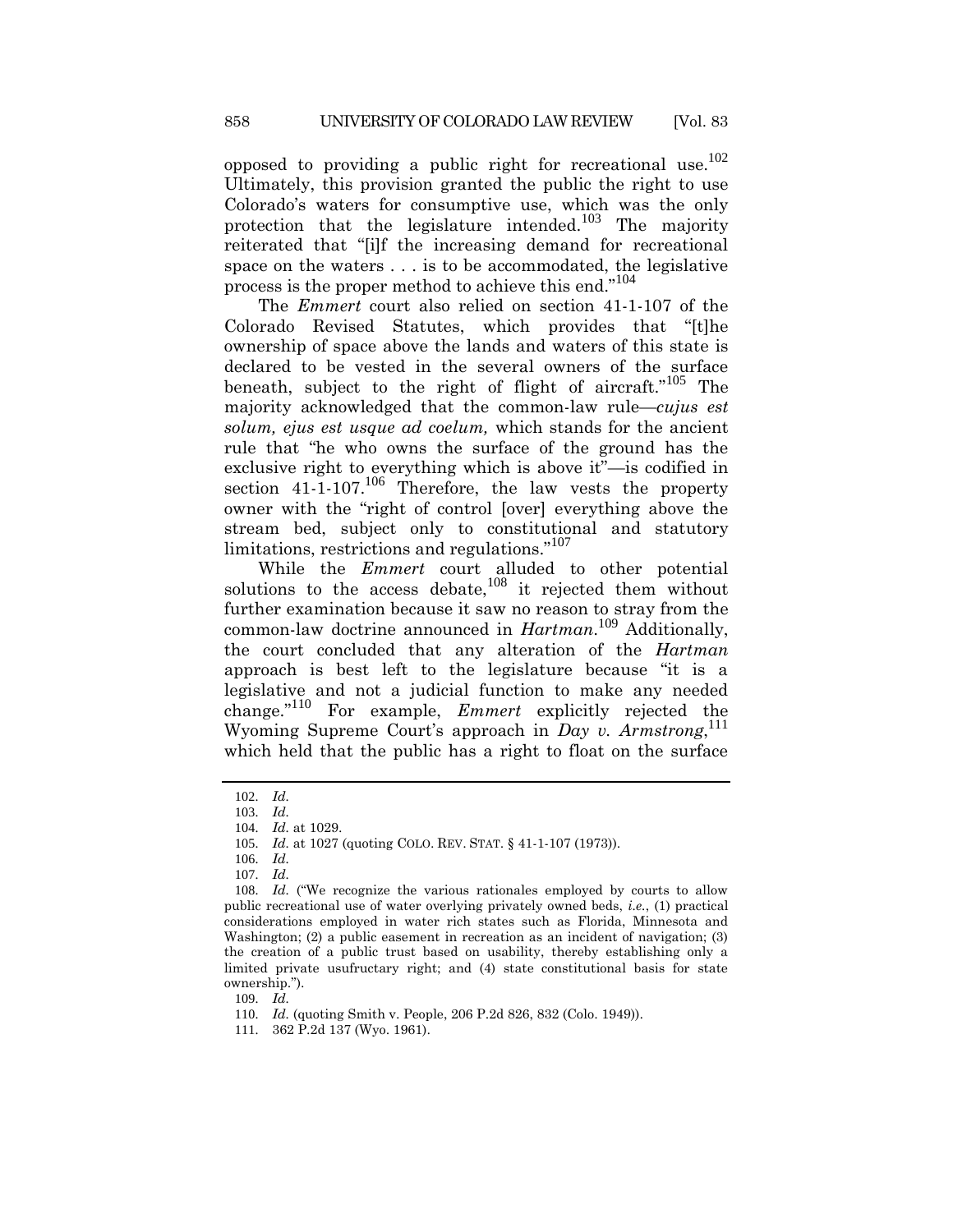opposed to providing a public right for recreational use.[102] Ultimately, this provision granted the public the right to use Colorado's waters for consumptive use, which was the only protection that the legislature intended.[103] The majority reiterated that "[i]f the increasing demand for recreational space on the waters . . . is to be accommodated, the legislative process is the proper method to achieve this end."[104]

The *Emmert* court also relied on section 41-1-107 of the Colorado Revised Statutes, which provides that "[t]he ownership of space above the lands and waters of this state is declared to be vested in the several owners of the surface beneath, subject to the right of flight of aircraft."[105] The majority acknowledged that the common-law rule—*cujus est solum, ejus est usque ad coelum,* which stands for the ancient rule that "he who owns the surface of the ground has the exclusive right to everything which is above it"—is codified in section 41-1-107.[106] Therefore, the law vests the property owner with the "right of control [over] everything above the stream bed, subject only to constitutional and statutory limitations, restrictions and regulations."[107]

While the *Emmert* court alluded to other potential solutions to the access debate,[108] it rejected them without further examination because it saw no reason to stray from the common-law doctrine announced in *Hartman*.[109] Additionally, the court concluded that any alteration of the *Hartman* approach is best left to the legislature because "it is a legislative and not a judicial function to make any needed change."[110] For example, *Emmert* explicitly rejected the Wyoming Supreme Court's approach in *Day v. Armstrong*,[111] which held that the public has a right to float on the surface

---

102. *Id.*

103. *Id.*

104. *Id.* at 1029.

105. *Id.* at 1027 (quoting COLO. REV. STAT. § 41-1-107 (1973)).

106. *Id.*

107. *Id.*

108. *Id.* ("We recognize the various rationales employed by courts to allow public recreational use of water overlying privately owned beds, *i.e.*, (1) practical considerations employed in water rich states such as Florida, Minnesota and Washington; (2) a public easement in recreation as an incident of navigation; (3) the creation of a public trust based on usability, thereby establishing only a limited private usufructary right; and (4) state constitutional basis for state ownership.").

109. *Id.*

110. *Id.* (quoting Smith v. People, 206 P.2d 826, 832 (Colo. 1949)).

111. 362 P.2d 137 (Wyo. 1961).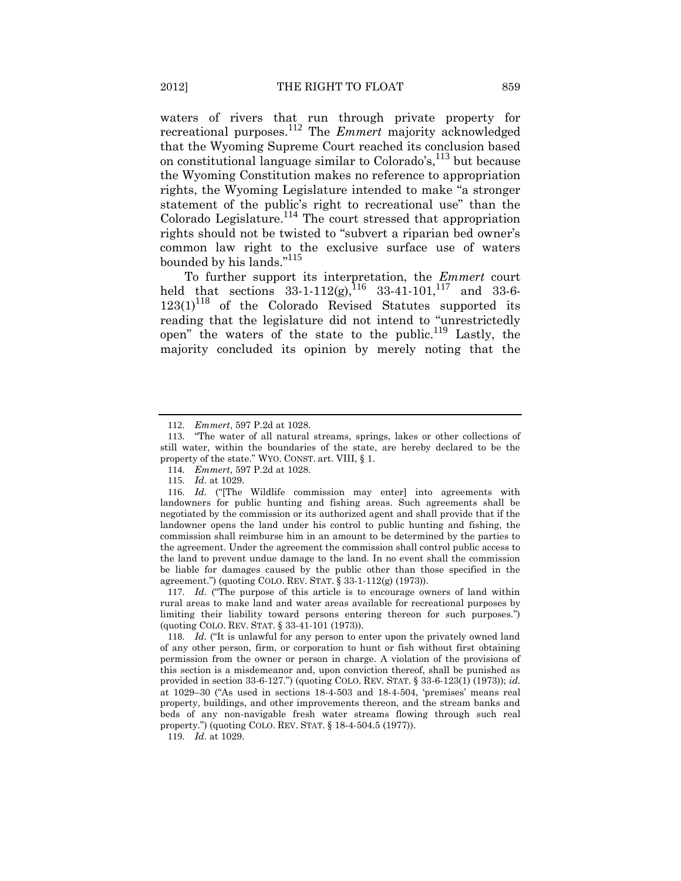waters of rivers that run through private property for recreational purposes.[112] The *Emmert* majority acknowledged that the Wyoming Supreme Court reached its conclusion based on constitutional language similar to Colorado's,[113] but because the Wyoming Constitution makes no reference to appropriation rights, the Wyoming Legislature intended to make "a stronger statement of the public's right to recreational use" than the Colorado Legislature.[114] The court stressed that appropriation rights should not be twisted to "subvert a riparian bed owner's common law right to the exclusive surface use of waters bounded by his lands."[115]

To further support its interpretation, the *Emmert* court held that sections 33-1-112(g),[116] 33-41-101,[117] and 33-6-123(1)[118] of the Colorado Revised Statutes supported its reading that the legislature did not intend to "unrestrictedly open" the waters of the state to the public.[119] Lastly, the majority concluded its opinion by merely noting that the

---

112. *Emmert*, 597 P.2d at 1028.

113. "The water of all natural streams, springs, lakes or other collections of still water, within the boundaries of the state, are hereby declared to be the property of the state." WYO. CONST. art. VIII, § 1.

114. *Emmert*, 597 P.2d at 1028.

115. *Id.* at 1029.

116. *Id.* ("[The Wildlife commission may enter] into agreements with landowners for public hunting and fishing areas. Such agreements shall be negotiated by the commission or its authorized agent and shall provide that if the landowner opens the land under his control to public hunting and fishing, the commission shall reimburse him in an amount to be determined by the parties to the agreement. Under the agreement the commission shall control public access to the land to prevent undue damage to the land. In no event shall the commission be liable for damages caused by the public other than those specified in the agreement.") (quoting COLO. REV. STAT. § 33-1-112(g) (1973)).

117. *Id.* ("The purpose of this article is to encourage owners of land within rural areas to make land and water areas available for recreational purposes by limiting their liability toward persons entering thereon for such purposes.") (quoting COLO. REV. STAT. § 33-41-101 (1973)).

118. *Id.* ("It is unlawful for any person to enter upon the privately owned land of any other person, firm, or corporation to hunt or fish without first obtaining permission from the owner or person in charge. A violation of the provisions of this section is a misdemeanor and, upon conviction thereof, shall be punished as provided in section 33-6-127.") (quoting COLO. REV. STAT. § 33-6-123(1) (1973)); *id.* at 1029–30 ("As used in sections 18-4-503 and 18-4-504, 'premises' means real property, buildings, and other improvements thereon, and the stream banks and beds of any non-navigable fresh water streams flowing through such real property.") (quoting COLO. REV. STAT. § 18-4-504.5 (1977)).

119. *Id.* at 1029.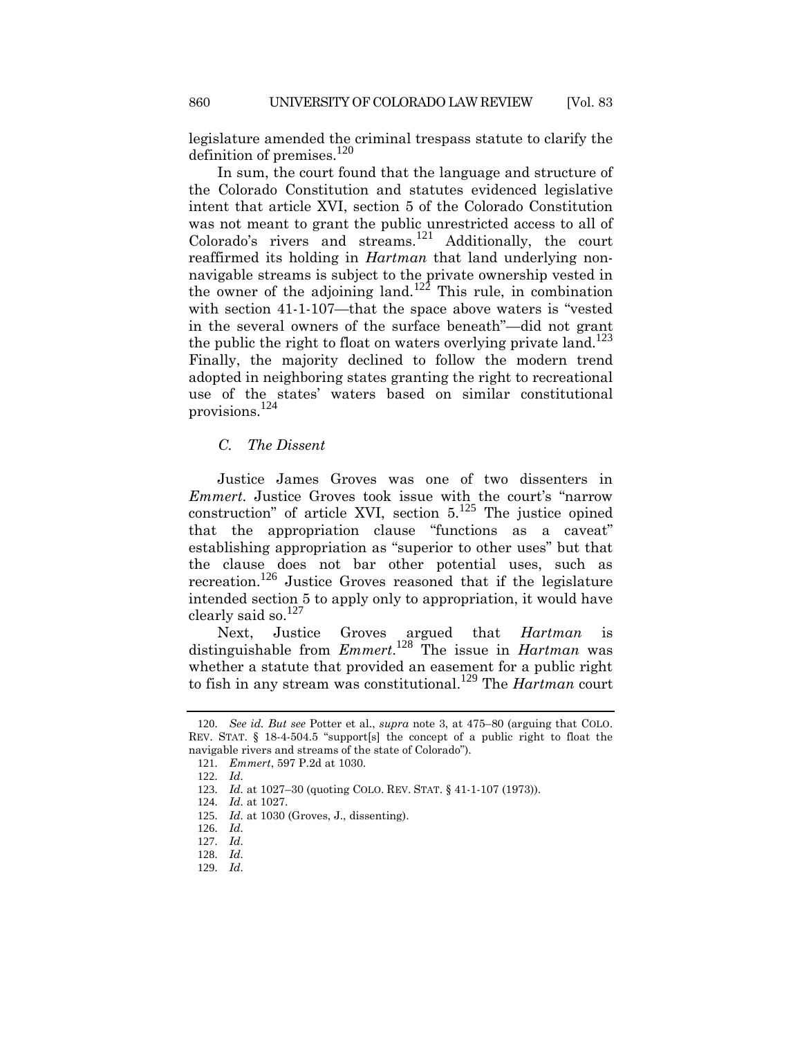legislature amended the criminal trespass statute to clarify the definition of premises.[120]

In sum, the court found that the language and structure of the Colorado Constitution and statutes evidenced legislative intent that article XVI, section 5 of the Colorado Constitution was not meant to grant the public unrestricted access to all of Colorado's rivers and streams.[121] Additionally, the court reaffirmed its holding in *Hartman* that land underlying non-navigable streams is subject to the private ownership vested in the owner of the adjoining land.[122] This rule, in combination with section 41-1-107—that the space above waters is "vested in the several owners of the surface beneath"—did not grant the public the right to float on waters overlying private land.[123] Finally, the majority declined to follow the modern trend adopted in neighboring states granting the right to recreational use of the states' waters based on similar constitutional provisions.[124]

### *C. The Dissent*

Justice James Groves was one of two dissenters in *Emmert*. Justice Groves took issue with the court's "narrow construction" of article XVI, section 5.[125] The justice opined that the appropriation clause "functions as a caveat" establishing appropriation as "superior to other uses" but that the clause does not bar other potential uses, such as recreation.[126] Justice Groves reasoned that if the legislature intended section 5 to apply only to appropriation, it would have clearly said so.[127]

Next, Justice Groves argued that *Hartman* is distinguishable from *Emmert*.[128] The issue in *Hartman* was whether a statute that provided an easement for a public right to fish in any stream was constitutional.[129] The *Hartman* court

---

120. *See id. But see* Potter et al., *supra* note 3, at 475–80 (arguing that COLO. REV. STAT. § 18-4-504.5 "support[s] the concept of a public right to float the navigable rivers and streams of the state of Colorado").

121. *Emmert*, 597 P.2d at 1030.

122. *Id.*

123. *Id.* at 1027–30 (quoting COLO. REV. STAT. § 41-1-107 (1973)).

124. *Id.* at 1027.

125. *Id.* at 1030 (Groves, J., dissenting).

126. *Id.*

127. *Id.*

128. *Id.*

129. *Id.*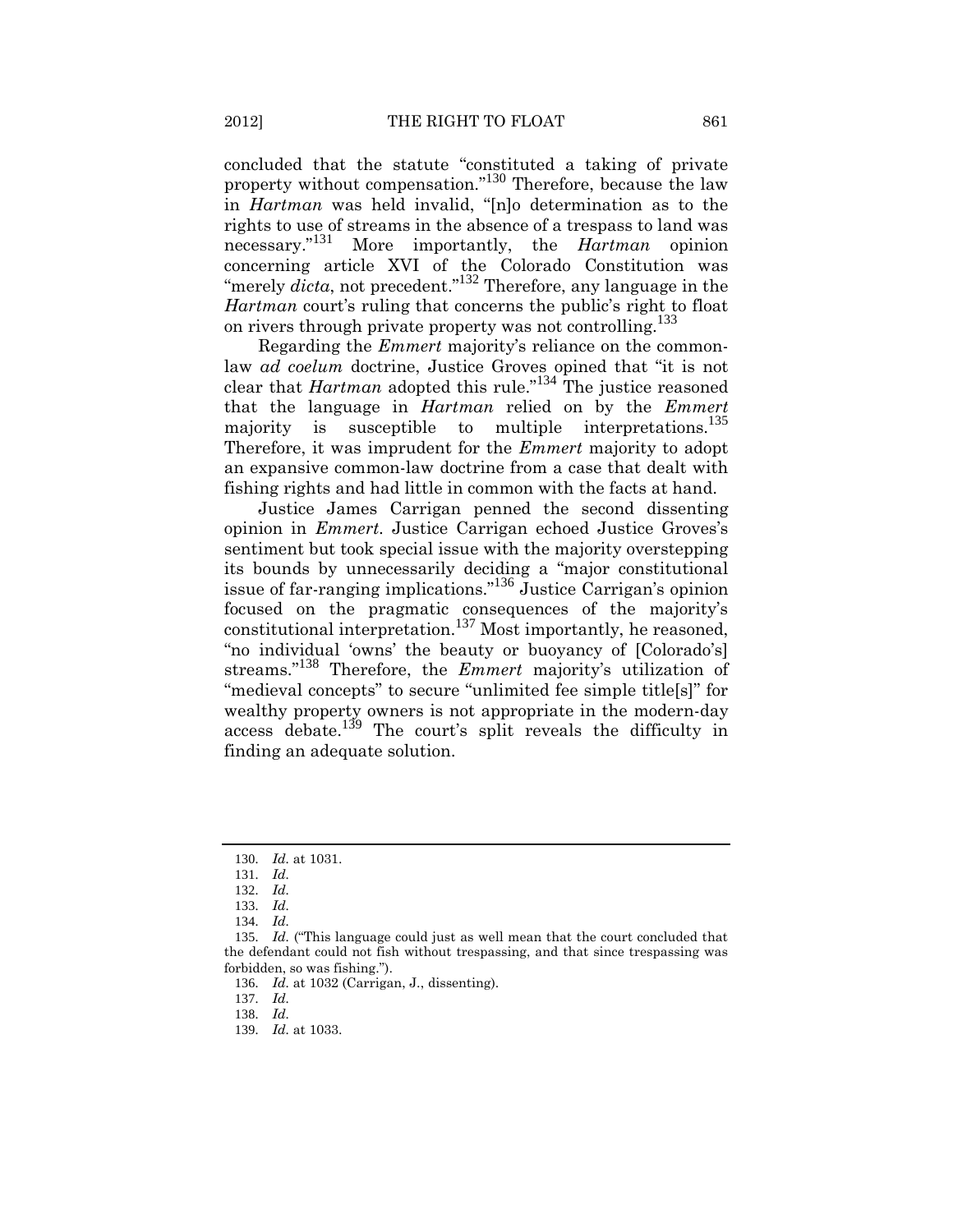concluded that the statute "constituted a taking of private property without compensation."[130] Therefore, because the law in *Hartman* was held invalid, "[n]o determination as to the rights to use of streams in the absence of a trespass to land was necessary."[131] More importantly, the *Hartman* opinion concerning article XVI of the Colorado Constitution was "merely *dicta*, not precedent."[132] Therefore, any language in the *Hartman* court's ruling that concerns the public's right to float on rivers through private property was not controlling.[133]

Regarding the *Emmert* majority's reliance on the common-law *ad coelum* doctrine, Justice Groves opined that "it is not clear that *Hartman* adopted this rule."[134] The justice reasoned that the language in *Hartman* relied on by the *Emmert* majority is susceptible to multiple interpretations.[135] Therefore, it was imprudent for the *Emmert* majority to adopt an expansive common-law doctrine from a case that dealt with fishing rights and had little in common with the facts at hand.

Justice James Carrigan penned the second dissenting opinion in *Emmert*. Justice Carrigan echoed Justice Groves's sentiment but took special issue with the majority overstepping its bounds by unnecessarily deciding a "major constitutional issue of far-ranging implications."[136] Justice Carrigan's opinion focused on the pragmatic consequences of the majority's constitutional interpretation.[137] Most importantly, he reasoned, "no individual 'owns' the beauty or buoyancy of [Colorado's] streams."[138] Therefore, the *Emmert* majority's utilization of "medieval concepts" to secure "unlimited fee simple title[s]" for wealthy property owners is not appropriate in the modern-day access debate.[139] The court's split reveals the difficulty in finding an adequate solution.

---

130. *Id.* at 1031.
131. *Id.*
132. *Id.*
133. *Id.*
134. *Id.*
135. *Id.* ("This language could just as well mean that the court concluded that the defendant could not fish without trespassing, and that since trespassing was forbidden, so was fishing.").
136. *Id.* at 1032 (Carrigan, J., dissenting).
137. *Id.*
138. *Id.*
139. *Id.* at 1033.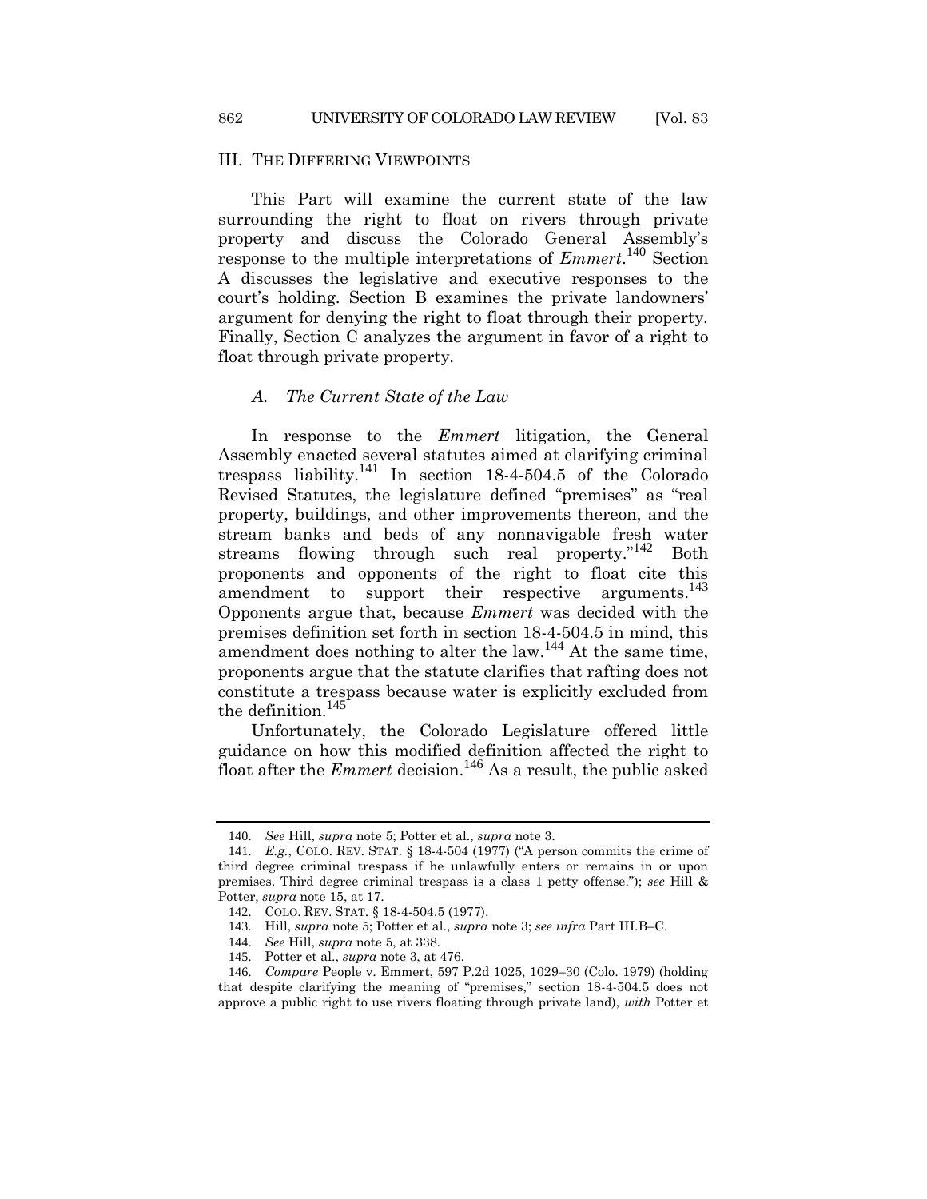## III. THE DIFFERING VIEWPOINTS

This Part will examine the current state of the law surrounding the right to float on rivers through private property and discuss the Colorado General Assembly's response to the multiple interpretations of *Emmert*.[140] Section A discusses the legislative and executive responses to the court's holding. Section B examines the private landowners' argument for denying the right to float through their property. Finally, Section C analyzes the argument in favor of a right to float through private property.

### *A. The Current State of the Law*

In response to the *Emmert* litigation, the General Assembly enacted several statutes aimed at clarifying criminal trespass liability.[141] In section 18-4-504.5 of the Colorado Revised Statutes, the legislature defined "premises" as "real property, buildings, and other improvements thereon, and the stream banks and beds of any nonnavigable fresh water streams flowing through such real property."[142] Both proponents and opponents of the right to float cite this amendment to support their respective arguments.[143] Opponents argue that, because *Emmert* was decided with the premises definition set forth in section 18-4-504.5 in mind, this amendment does nothing to alter the law.[144] At the same time, proponents argue that the statute clarifies that rafting does not constitute a trespass because water is explicitly excluded from the definition.[145]

Unfortunately, the Colorado Legislature offered little guidance on how this modified definition affected the right to float after the *Emmert* decision.[146] As a result, the public asked

---

140. *See* Hill, *supra* note 5; Potter et al., *supra* note 3.

141. *E.g.*, COLO. REV. STAT. § 18-4-504 (1977) ("A person commits the crime of third degree criminal trespass if he unlawfully enters or remains in or upon premises. Third degree criminal trespass is a class 1 petty offense."); *see* Hill & Potter, *supra* note 15, at 17.

142. COLO. REV. STAT. § 18-4-504.5 (1977).

143. Hill, *supra* note 5; Potter et al., *supra* note 3; *see infra* Part III.B–C.

144. *See* Hill, *supra* note 5, at 338.

145. Potter et al., *supra* note 3, at 476.

146. *Compare* People v. Emmert, 597 P.2d 1025, 1029–30 (Colo. 1979) (holding that despite clarifying the meaning of "premises," section 18-4-504.5 does not approve a public right to use rivers floating through private land), *with* Potter et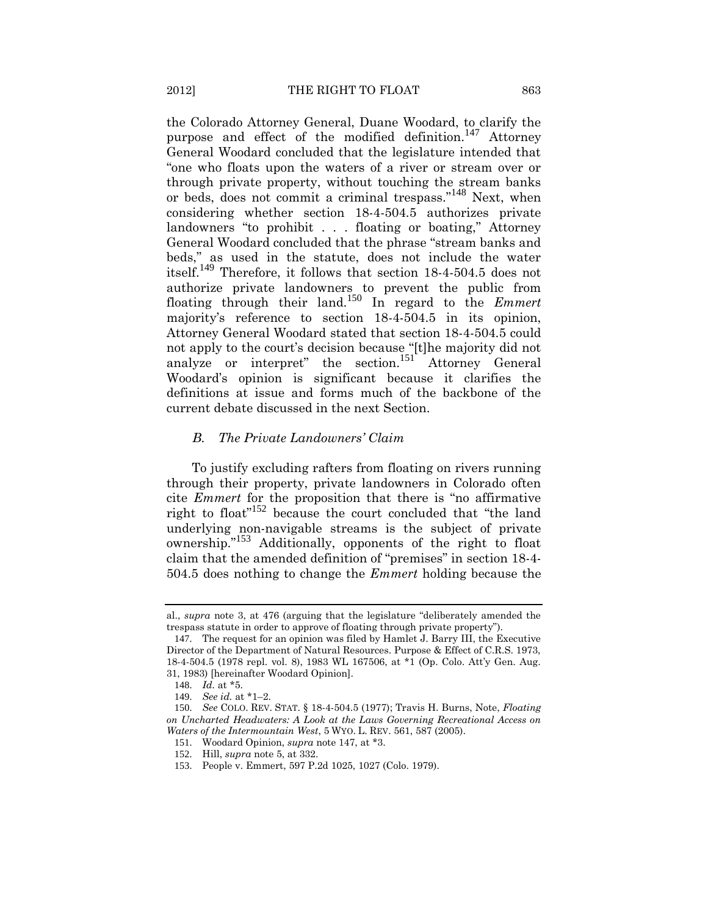the Colorado Attorney General, Duane Woodard, to clarify the purpose and effect of the modified definition.[147] Attorney General Woodard concluded that the legislature intended that "one who floats upon the waters of a river or stream over or through private property, without touching the stream banks or beds, does not commit a criminal trespass."[148] Next, when considering whether section 18-4-504.5 authorizes private landowners "to prohibit . . . floating or boating," Attorney General Woodard concluded that the phrase "stream banks and beds," as used in the statute, does not include the water itself.[149] Therefore, it follows that section 18-4-504.5 does not authorize private landowners to prevent the public from floating through their land.[150] In regard to the *Emmert* majority's reference to section 18-4-504.5 in its opinion, Attorney General Woodard stated that section 18-4-504.5 could not apply to the court's decision because "[t]he majority did not analyze or interpret" the section.[151] Attorney General Woodard's opinion is significant because it clarifies the definitions at issue and forms much of the backbone of the current debate discussed in the next Section.

### *B. The Private Landowners' Claim*

To justify excluding rafters from floating on rivers running through their property, private landowners in Colorado often cite *Emmert* for the proposition that there is "no affirmative right to float"[152] because the court concluded that "the land underlying non-navigable streams is the subject of private ownership."[153] Additionally, opponents of the right to float claim that the amended definition of "premises" in section 18-4-504.5 does nothing to change the *Emmert* holding because the

---

al., *supra* note 3, at 476 (arguing that the legislature "deliberately amended the trespass statute in order to approve of floating through private property").

147. The request for an opinion was filed by Hamlet J. Barry III, the Executive Director of the Department of Natural Resources. Purpose & Effect of C.R.S. 1973, 18-4-504.5 (1978 repl. vol. 8), 1983 WL 167506, at *1 (Op. Colo. Att'y Gen. Aug. 31, 1983) [hereinafter Woodard Opinion].

148. *Id.* at *5.

149. *See id.* at *1–2.

150. *See* COLO. REV. STAT. § 18-4-504.5 (1977); Travis H. Burns, Note, *Floating on Uncharted Headwaters: A Look at the Laws Governing Recreational Access on Waters of the Intermountain West*, 5 WYO. L. REV. 561, 587 (2005).

151. Woodard Opinion, *supra* note 147, at *3.

152. Hill, *supra* note 5, at 332.

153. People v. Emmert, 597 P.2d 1025, 1027 (Colo. 1979).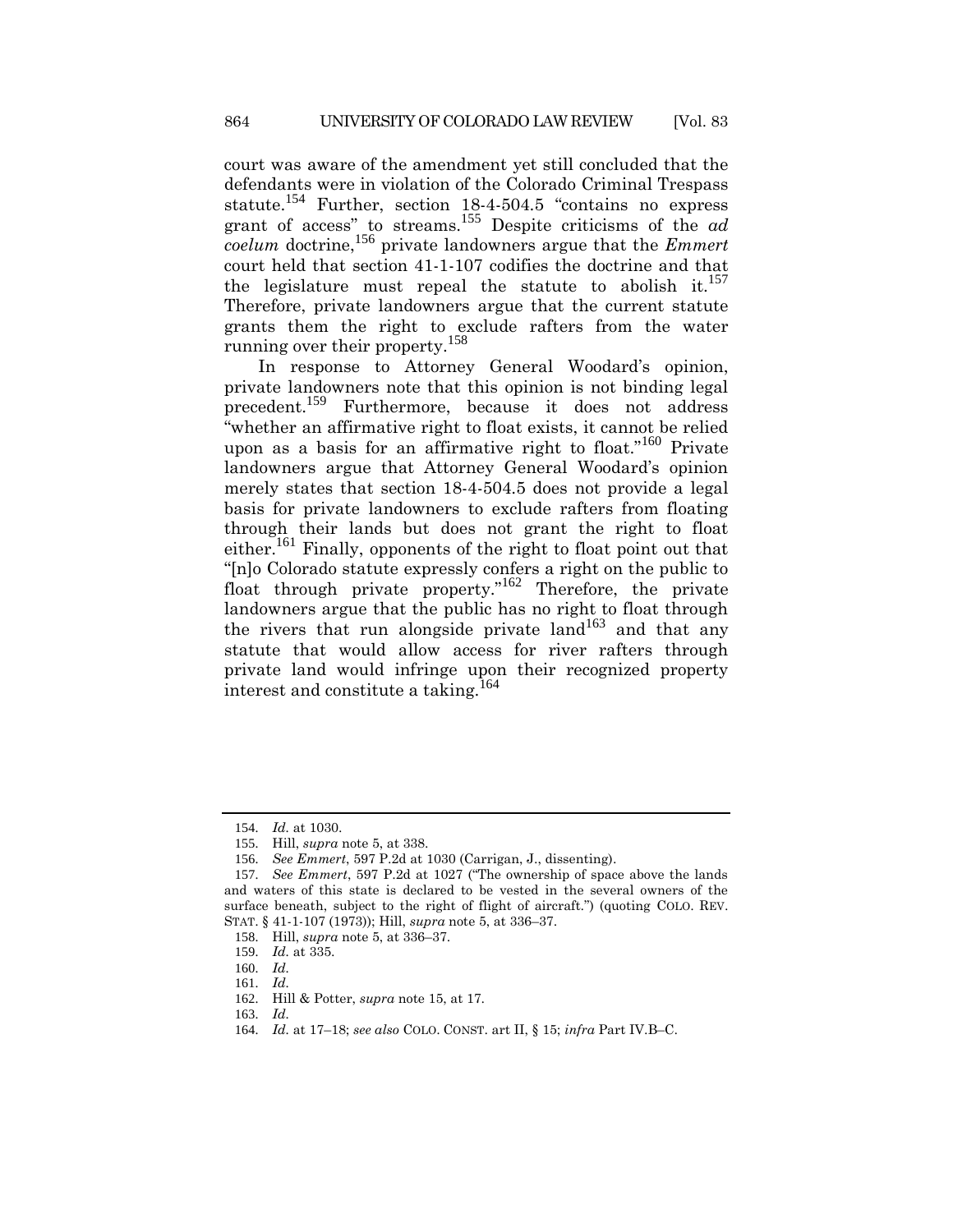court was aware of the amendment yet still concluded that the defendants were in violation of the Colorado Criminal Trespass statute.[154] Further, section 18-4-504.5 "contains no express grant of access" to streams.[155] Despite criticisms of the *ad coelum* doctrine,[156] private landowners argue that the *Emmert* court held that section 41-1-107 codifies the doctrine and that the legislature must repeal the statute to abolish it.[157] Therefore, private landowners argue that the current statute grants them the right to exclude rafters from the water running over their property.[158]

In response to Attorney General Woodard's opinion, private landowners note that this opinion is not binding legal precedent.[159] Furthermore, because it does not address "whether an affirmative right to float exists, it cannot be relied upon as a basis for an affirmative right to float."[160] Private landowners argue that Attorney General Woodard's opinion merely states that section 18-4-504.5 does not provide a legal basis for private landowners to exclude rafters from floating through their lands but does not grant the right to float either.[161] Finally, opponents of the right to float point out that "[n]o Colorado statute expressly confers a right on the public to float through private property."[162] Therefore, the private landowners argue that the public has no right to float through the rivers that run alongside private land[163] and that any statute that would allow access for river rafters through private land would infringe upon their recognized property interest and constitute a taking.[164]

---

154. *Id.* at 1030.

155. Hill, *supra* note 5, at 338.

156. *See Emmert*, 597 P.2d at 1030 (Carrigan, J., dissenting).

157. *See Emmert*, 597 P.2d at 1027 ("The ownership of space above the lands and waters of this state is declared to be vested in the several owners of the surface beneath, subject to the right of flight of aircraft.") (quoting COLO. REV. STAT. § 41-1-107 (1973)); Hill, *supra* note 5, at 336–37.

158. Hill, *supra* note 5, at 336–37.

159. *Id.* at 335.

160. *Id.*

161. *Id.*

162. Hill & Potter, *supra* note 15, at 17.

163. *Id.*

164. *Id.* at 17–18; *see also* COLO. CONST. art II, § 15; *infra* Part IV.B–C.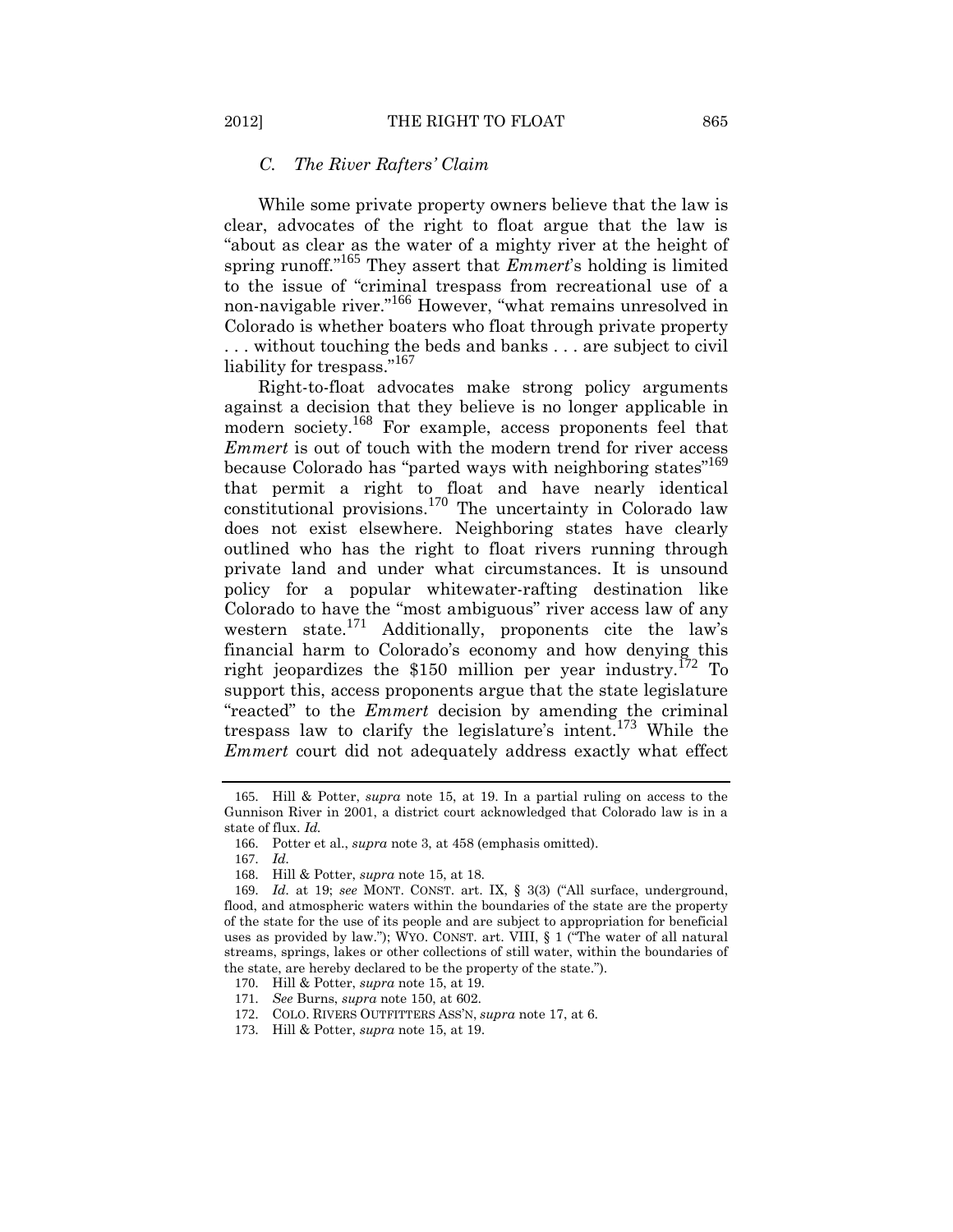### C. *The River Rafters' Claim*

While some private property owners believe that the law is clear, advocates of the right to float argue that the law is "about as clear as the water of a mighty river at the height of spring runoff."[165] They assert that *Emmert*'s holding is limited to the issue of "criminal trespass from recreational use of a non-navigable river."[166] However, "what remains unresolved in Colorado is whether boaters who float through private property . . . without touching the beds and banks . . . are subject to civil liability for trespass."[167]

Right-to-float advocates make strong policy arguments against a decision that they believe is no longer applicable in modern society.[168] For example, access proponents feel that *Emmert* is out of touch with the modern trend for river access because Colorado has "parted ways with neighboring states"[169] that permit a right to float and have nearly identical constitutional provisions.[170] The uncertainty in Colorado law does not exist elsewhere. Neighboring states have clearly outlined who has the right to float rivers running through private land and under what circumstances. It is unsound policy for a popular whitewater-rafting destination like Colorado to have the "most ambiguous" river access law of any western state.[171] Additionally, proponents cite the law's financial harm to Colorado's economy and how denying this right jeopardizes the $150 million per year industry.[172] To support this, access proponents argue that the state legislature "reacted" to the *Emmert* decision by amending the criminal trespass law to clarify the legislature's intent.[173] While the *Emmert* court did not adequately address exactly what effect

---

165. Hill & Potter, *supra* note 15, at 19. In a partial ruling on access to the Gunnison River in 2001, a district court acknowledged that Colorado law is in a state of flux. *Id.*

166. Potter et al., *supra* note 3, at 458 (emphasis omitted).

167. *Id.*

168. Hill & Potter, *supra* note 15, at 18.

169. *Id.* at 19; *see* MONT. CONST. art. IX, § 3(3) ("All surface, underground, flood, and atmospheric waters within the boundaries of the state are the property of the state for the use of its people and are subject to appropriation for beneficial uses as provided by law."); WYO. CONST. art. VIII, § 1 ("The water of all natural streams, springs, lakes or other collections of still water, within the boundaries of the state, are hereby declared to be the property of the state.").

170. Hill & Potter, *supra* note 15, at 19.

171. *See* Burns, *supra* note 150, at 602.

172. COLO. RIVERS OUTFITTERS ASS'N, *supra* note 17, at 6.

173. Hill & Potter, *supra* note 15, at 19.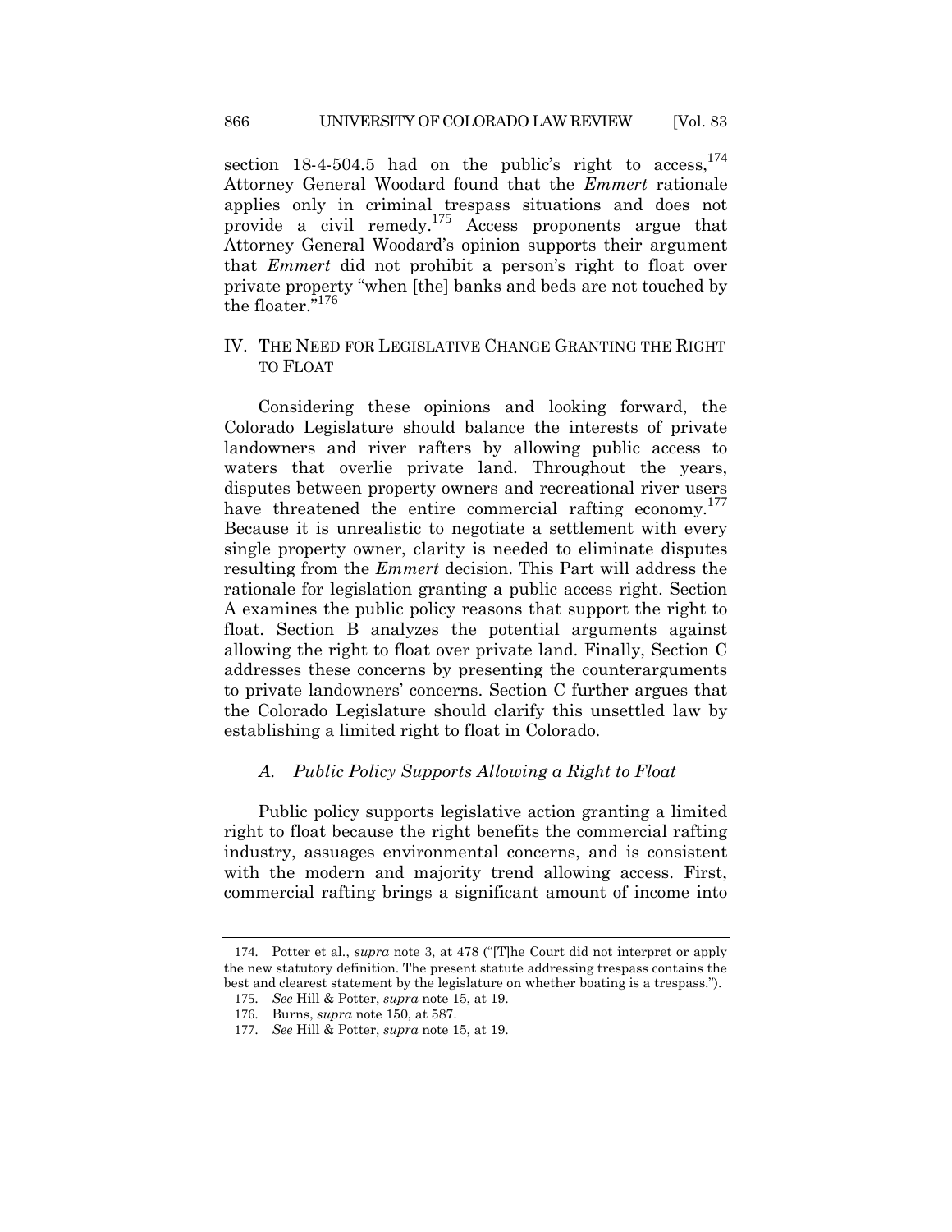section 18-4-504.5 had on the public's right to access,[174] Attorney General Woodard found that the *Emmert* rationale applies only in criminal trespass situations and does not provide a civil remedy.[175] Access proponents argue that Attorney General Woodard's opinion supports their argument that *Emmert* did not prohibit a person's right to float over private property "when [the] banks and beds are not touched by the floater."[176]

## IV. THE NEED FOR LEGISLATIVE CHANGE GRANTING THE RIGHT TO FLOAT

Considering these opinions and looking forward, the Colorado Legislature should balance the interests of private landowners and river rafters by allowing public access to waters that overlie private land. Throughout the years, disputes between property owners and recreational river users have threatened the entire commercial rafting economy.[177] Because it is unrealistic to negotiate a settlement with every single property owner, clarity is needed to eliminate disputes resulting from the *Emmert* decision. This Part will address the rationale for legislation granting a public access right. Section A examines the public policy reasons that support the right to float. Section B analyzes the potential arguments against allowing the right to float over private land. Finally, Section C addresses these concerns by presenting the counterarguments to private landowners' concerns. Section C further argues that the Colorado Legislature should clarify this unsettled law by establishing a limited right to float in Colorado.

### *A. Public Policy Supports Allowing a Right to Float*

Public policy supports legislative action granting a limited right to float because the right benefits the commercial rafting industry, assuages environmental concerns, and is consistent with the modern and majority trend allowing access. First, commercial rafting brings a significant amount of income into

---

174. Potter et al., *supra* note 3, at 478 ("[T]he Court did not interpret or apply the new statutory definition. The present statute addressing trespass contains the best and clearest statement by the legislature on whether boating is a trespass.").

175. *See* Hill & Potter, *supra* note 15, at 19.

176. Burns, *supra* note 150, at 587.

177. *See* Hill & Potter, *supra* note 15, at 19.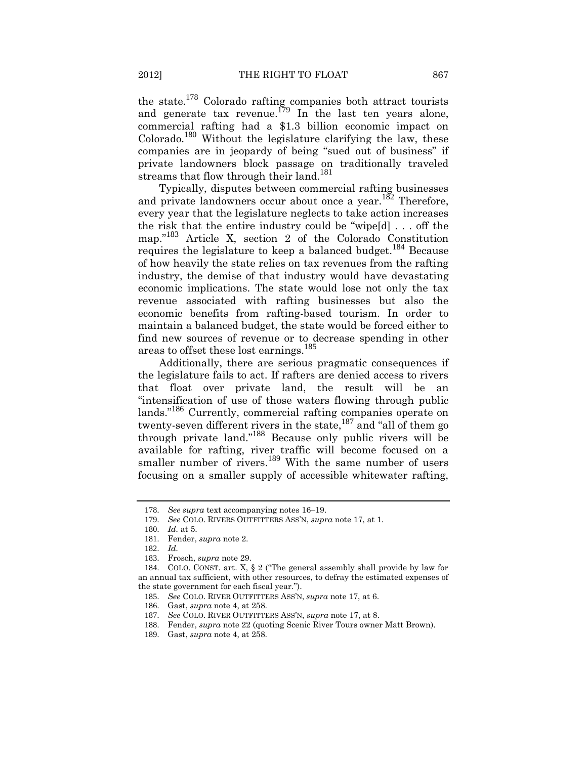the state.[178] Colorado rafting companies both attract tourists and generate tax revenue.[179] In the last ten years alone, commercial rafting had a $1.3 billion economic impact on Colorado.[180] Without the legislature clarifying the law, these companies are in jeopardy of being "sued out of business" if private landowners block passage on traditionally traveled streams that flow through their land.[181]

Typically, disputes between commercial rafting businesses and private landowners occur about once a year.[182] Therefore, every year that the legislature neglects to take action increases the risk that the entire industry could be "wipe[d] . . . off the map."[183] Article X, section 2 of the Colorado Constitution requires the legislature to keep a balanced budget.[184] Because of how heavily the state relies on tax revenues from the rafting industry, the demise of that industry would have devastating economic implications. The state would lose not only the tax revenue associated with rafting businesses but also the economic benefits from rafting-based tourism. In order to maintain a balanced budget, the state would be forced either to find new sources of revenue or to decrease spending in other areas to offset these lost earnings.[185]

Additionally, there are serious pragmatic consequences if the legislature fails to act. If rafters are denied access to rivers that float over private land, the result will be an "intensification of use of those waters flowing through public lands."[186] Currently, commercial rafting companies operate on twenty-seven different rivers in the state,[187] and "all of them go through private land."[188] Because only public rivers will be available for rafting, river traffic will become focused on a smaller number of rivers.[189] With the same number of users focusing on a smaller supply of accessible whitewater rafting,

---

178. *See supra* text accompanying notes 16–19.

179. *See* COLO. RIVERS OUTFITTERS ASS'N, *supra* note 17, at 1.

180. *Id.* at 5.

181. Fender, *supra* note 2.

182. *Id.*

183. Frosch, *supra* note 29.

184. COLO. CONST. art. X, § 2 ("The general assembly shall provide by law for an annual tax sufficient, with other resources, to defray the estimated expenses of the state government for each fiscal year.").

185. *See* COLO. RIVER OUTFITTERS ASS'N, *supra* note 17, at 6.

186. Gast, *supra* note 4, at 258.

187. *See* COLO. RIVER OUTFITTERS ASS'N, *supra* note 17, at 8.

188. Fender, *supra* note 22 (quoting Scenic River Tours owner Matt Brown).

189. Gast, *supra* note 4, at 258.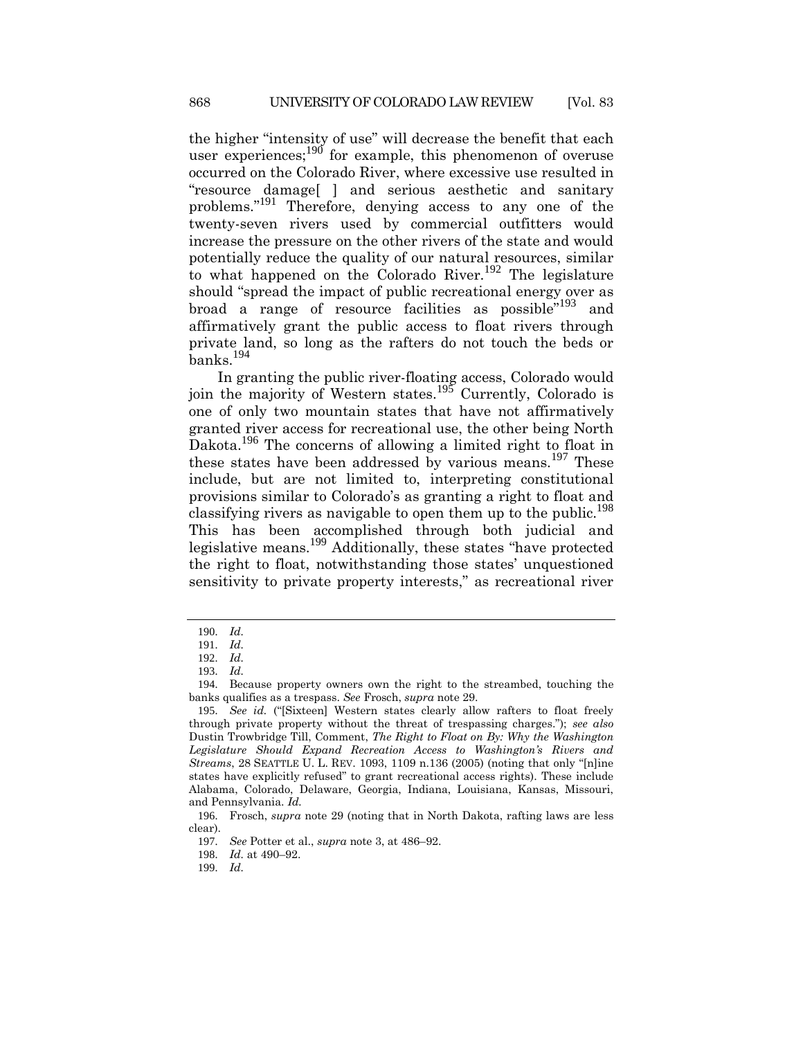the higher "intensity of use" will decrease the benefit that each user experiences;[190] for example, this phenomenon of overuse occurred on the Colorado River, where excessive use resulted in "resource damage[ ] and serious aesthetic and sanitary problems."[191] Therefore, denying access to any one of the twenty-seven rivers used by commercial outfitters would increase the pressure on the other rivers of the state and would potentially reduce the quality of our natural resources, similar to what happened on the Colorado River.[192] The legislature should "spread the impact of public recreational energy over as broad a range of resource facilities as possible"[193] and affirmatively grant the public access to float rivers through private land, so long as the rafters do not touch the beds or banks.[194]

In granting the public river-floating access, Colorado would join the majority of Western states.[195] Currently, Colorado is one of only two mountain states that have not affirmatively granted river access for recreational use, the other being North Dakota.[196] The concerns of allowing a limited right to float in these states have been addressed by various means.[197] These include, but are not limited to, interpreting constitutional provisions similar to Colorado's as granting a right to float and classifying rivers as navigable to open them up to the public.[198] This has been accomplished through both judicial and legislative means.[199] Additionally, these states "have protected the right to float, notwithstanding those states' unquestioned sensitivity to private property interests," as recreational river

---

190. *Id.*

191. *Id.*

192. *Id.*

193. *Id.*

194. Because property owners own the right to the streambed, touching the banks qualifies as a trespass. *See* Frosch, *supra* note 29.

195. *See id.* ("[Sixteen] Western states clearly allow rafters to float freely through private property without the threat of trespassing charges."); *see also* Dustin Trowbridge Till, Comment, *The Right to Float on By: Why the Washington Legislature Should Expand Recreation Access to Washington's Rivers and Streams*, 28 SEATTLE U. L. REV. 1093, 1109 n.136 (2005) (noting that only "[n]ine states have explicitly refused" to grant recreational access rights). These include Alabama, Colorado, Delaware, Georgia, Indiana, Louisiana, Kansas, Missouri, and Pennsylvania. *Id.*

196. Frosch, *supra* note 29 (noting that in North Dakota, rafting laws are less clear).

197. *See* Potter et al., *supra* note 3, at 486–92.

198. *Id.* at 490–92.

199. *Id.*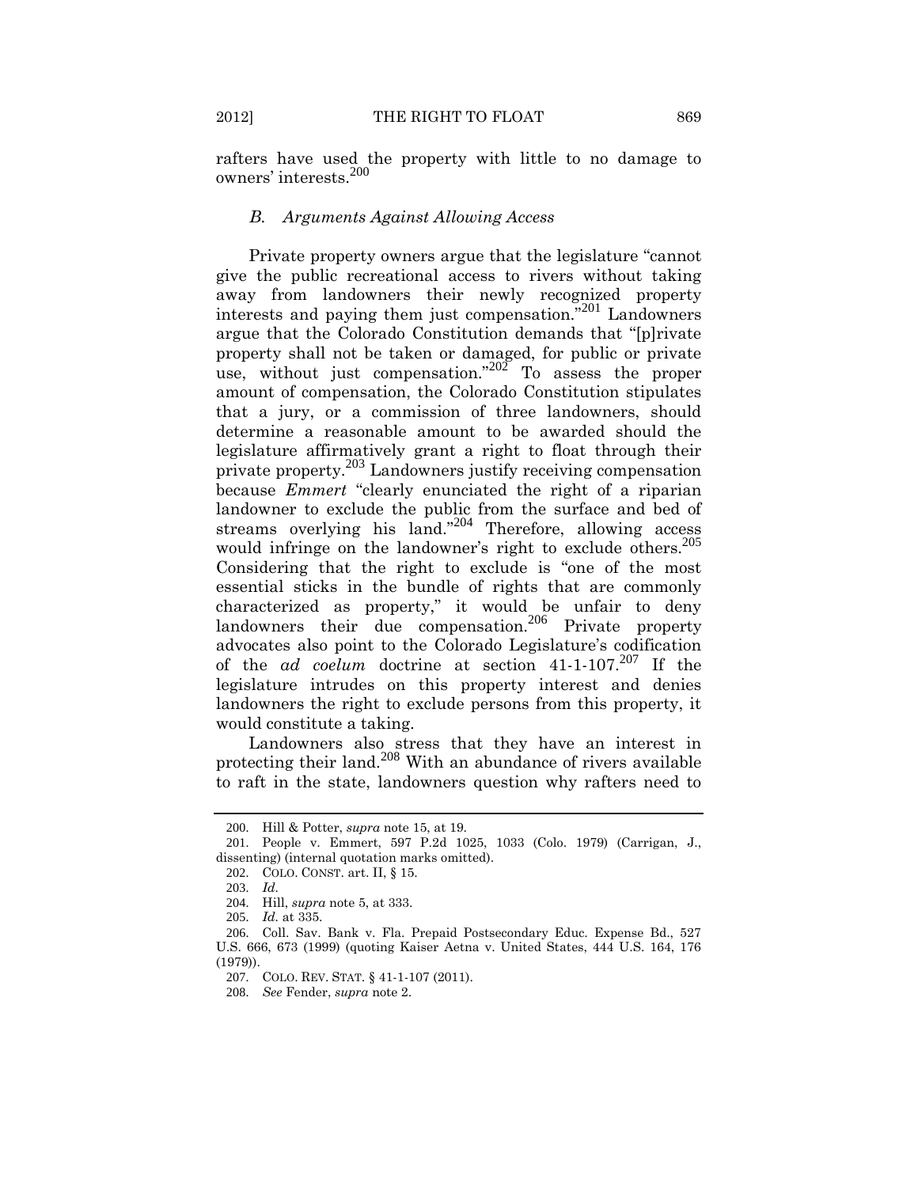rafters have used the property with little to no damage to owners' interests.[200]

### *B. Arguments Against Allowing Access*

Private property owners argue that the legislature "cannot give the public recreational access to rivers without taking away from landowners their newly recognized property interests and paying them just compensation."[201] Landowners argue that the Colorado Constitution demands that "[p]rivate property shall not be taken or damaged, for public or private use, without just compensation."[202] To assess the proper amount of compensation, the Colorado Constitution stipulates that a jury, or a commission of three landowners, should determine a reasonable amount to be awarded should the legislature affirmatively grant a right to float through their private property.[203] Landowners justify receiving compensation because *Emmert* "clearly enunciated the right of a riparian landowner to exclude the public from the surface and bed of streams overlying his land."[204] Therefore, allowing access would infringe on the landowner's right to exclude others.[205] Considering that the right to exclude is "one of the most essential sticks in the bundle of rights that are commonly characterized as property," it would be unfair to deny landowners their due compensation.[206] Private property advocates also point to the Colorado Legislature's codification of the *ad coelum* doctrine at section 41-1-107.[207] If the legislature intrudes on this property interest and denies landowners the right to exclude persons from this property, it would constitute a taking.

Landowners also stress that they have an interest in protecting their land.[208] With an abundance of rivers available to raft in the state, landowners question why rafters need to

---

200. Hill & Potter, *supra* note 15, at 19.

201. People v. Emmert, 597 P.2d 1025, 1033 (Colo. 1979) (Carrigan, J., dissenting) (internal quotation marks omitted).

202. COLO. CONST. art. II, § 15.

203. *Id.*

204. Hill, *supra* note 5, at 333.

205. *Id.* at 335.

206. Coll. Sav. Bank v. Fla. Prepaid Postsecondary Educ. Expense Bd., 527 U.S. 666, 673 (1999) (quoting Kaiser Aetna v. United States, 444 U.S. 164, 176 (1979)).

207. COLO. REV. STAT. § 41-1-107 (2011).

208. *See* Fender, *supra* note 2.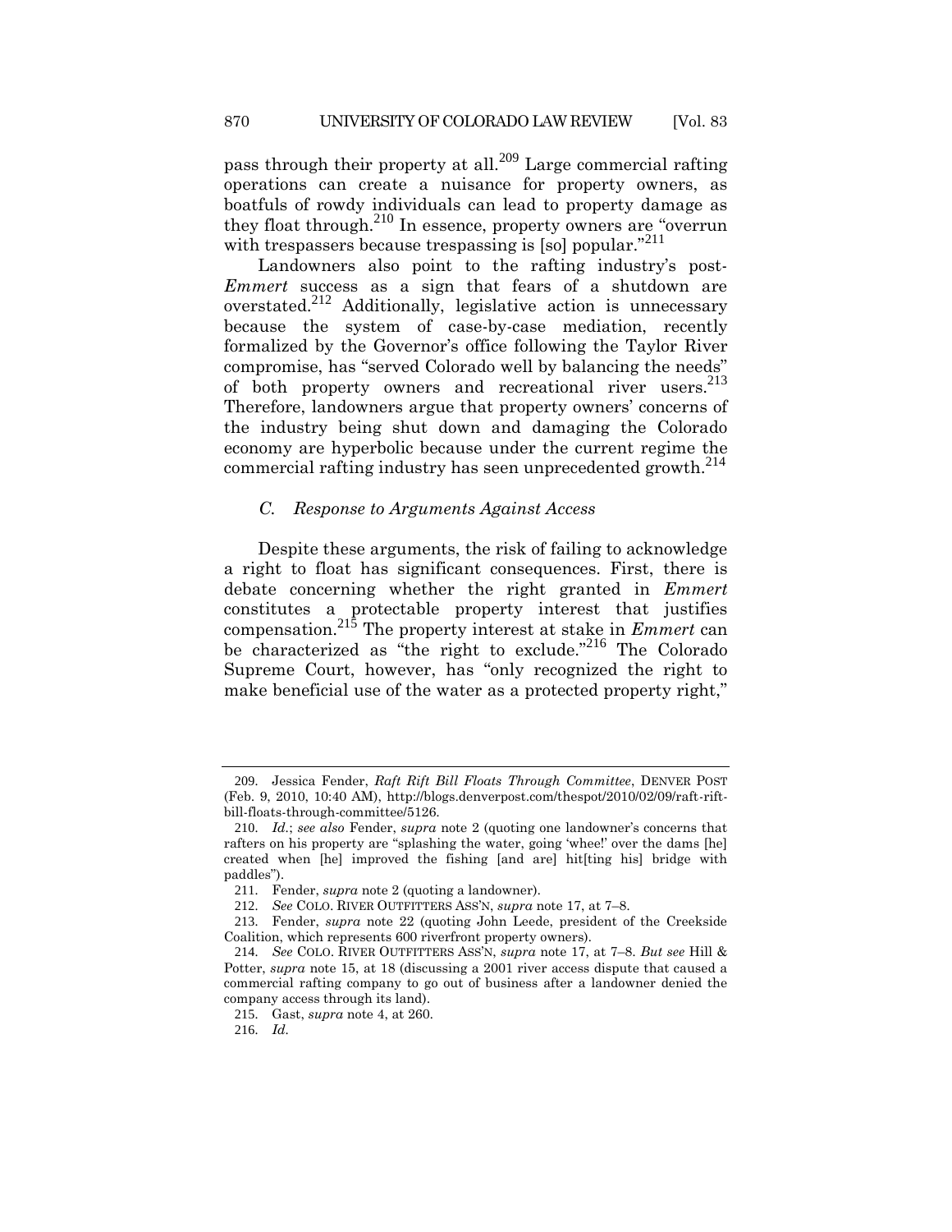pass through their property at all.[209] Large commercial rafting operations can create a nuisance for property owners, as boatfuls of rowdy individuals can lead to property damage as they float through.[210] In essence, property owners are "overrun with trespassers because trespassing is [so] popular."[211]

Landowners also point to the rafting industry's post-*Emmert* success as a sign that fears of a shutdown are overstated.[212] Additionally, legislative action is unnecessary because the system of case-by-case mediation, recently formalized by the Governor's office following the Taylor River compromise, has "served Colorado well by balancing the needs" of both property owners and recreational river users.[213] Therefore, landowners argue that property owners' concerns of the industry being shut down and damaging the Colorado economy are hyperbolic because under the current regime the commercial rafting industry has seen unprecedented growth.[214]

### *C. Response to Arguments Against Access*

Despite these arguments, the risk of failing to acknowledge a right to float has significant consequences. First, there is debate concerning whether the right granted in *Emmert* constitutes a protectable property interest that justifies compensation.[215] The property interest at stake in *Emmert* can be characterized as "the right to exclude."[216] The Colorado Supreme Court, however, has "only recognized the right to make beneficial use of the water as a protected property right,"

---

209. Jessica Fender, *Raft Rift Bill Floats Through Committee*, DENVER POST (Feb. 9, 2010, 10:40 AM), http://blogs.denverpost.com/thespot/2010/02/09/raft-rift-bill-floats-through-committee/5126.

210. *Id.*; *see also* Fender, *supra* note 2 (quoting one landowner's concerns that rafters on his property are "splashing the water, going 'whee!' over the dams [he] created when [he] improved the fishing [and are] hit[ting his] bridge with paddles").

211. Fender, *supra* note 2 (quoting a landowner).

212. *See* COLO. RIVER OUTFITTERS ASS'N, *supra* note 17, at 7–8.

213. Fender, *supra* note 22 (quoting John Leede, president of the Creekside Coalition, which represents 600 riverfront property owners).

214. *See* COLO. RIVER OUTFITTERS ASS'N, *supra* note 17, at 7–8. *But see* Hill & Potter, *supra* note 15, at 18 (discussing a 2001 river access dispute that caused a commercial rafting company to go out of business after a landowner denied the company access through its land).

215. Gast, *supra* note 4, at 260.

216. *Id.*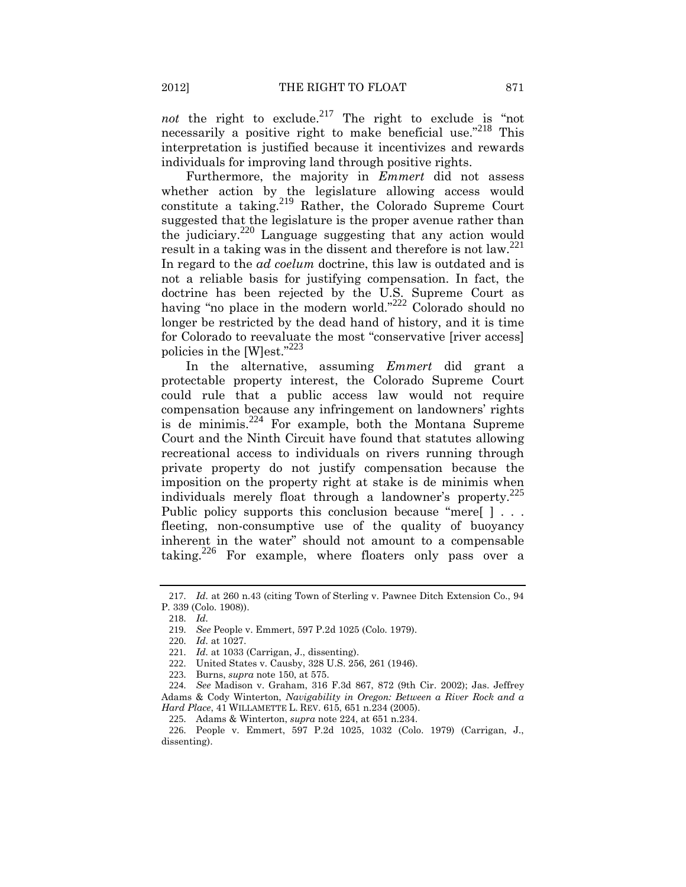*not* the right to exclude.[217] The right to exclude is "not necessarily a positive right to make beneficial use."[218] This interpretation is justified because it incentivizes and rewards individuals for improving land through positive rights.

Furthermore, the majority in *Emmert* did not assess whether action by the legislature allowing access would constitute a taking.[219] Rather, the Colorado Supreme Court suggested that the legislature is the proper avenue rather than the judiciary.[220] Language suggesting that any action would result in a taking was in the dissent and therefore is not law.[221] In regard to the *ad coelum* doctrine, this law is outdated and is not a reliable basis for justifying compensation. In fact, the doctrine has been rejected by the U.S. Supreme Court as having "no place in the modern world."[222] Colorado should no longer be restricted by the dead hand of history, and it is time for Colorado to reevaluate the most "conservative [river access] policies in the [W]est."[223]

In the alternative, assuming *Emmert* did grant a protectable property interest, the Colorado Supreme Court could rule that a public access law would not require compensation because any infringement on landowners' rights is de minimis.[224] For example, both the Montana Supreme Court and the Ninth Circuit have found that statutes allowing recreational access to individuals on rivers running through private property do not justify compensation because the imposition on the property right at stake is de minimis when individuals merely float through a landowner's property.[225] Public policy supports this conclusion because "mere[ ] . . . fleeting, non-consumptive use of the quality of buoyancy inherent in the water" should not amount to a compensable taking.[226] For example, where floaters only pass over a

---

217. *Id.* at 260 n.43 (citing Town of Sterling v. Pawnee Ditch Extension Co., 94 P. 339 (Colo. 1908)).

218. *Id.*

219. *See* People v. Emmert, 597 P.2d 1025 (Colo. 1979).

220. *Id.* at 1027.

221. *Id.* at 1033 (Carrigan, J., dissenting).

222. United States v. Causby, 328 U.S. 256, 261 (1946).

223. Burns, *supra* note 150, at 575.

224. *See* Madison v. Graham, 316 F.3d 867, 872 (9th Cir. 2002); Jas. Jeffrey Adams & Cody Winterton, *Navigability in Oregon: Between a River Rock and a Hard Place*, 41 WILLAMETTE L. REV. 615, 651 n.234 (2005).

225. Adams & Winterton, *supra* note 224, at 651 n.234.

226. People v. Emmert, 597 P.2d 1025, 1032 (Colo. 1979) (Carrigan, J., dissenting).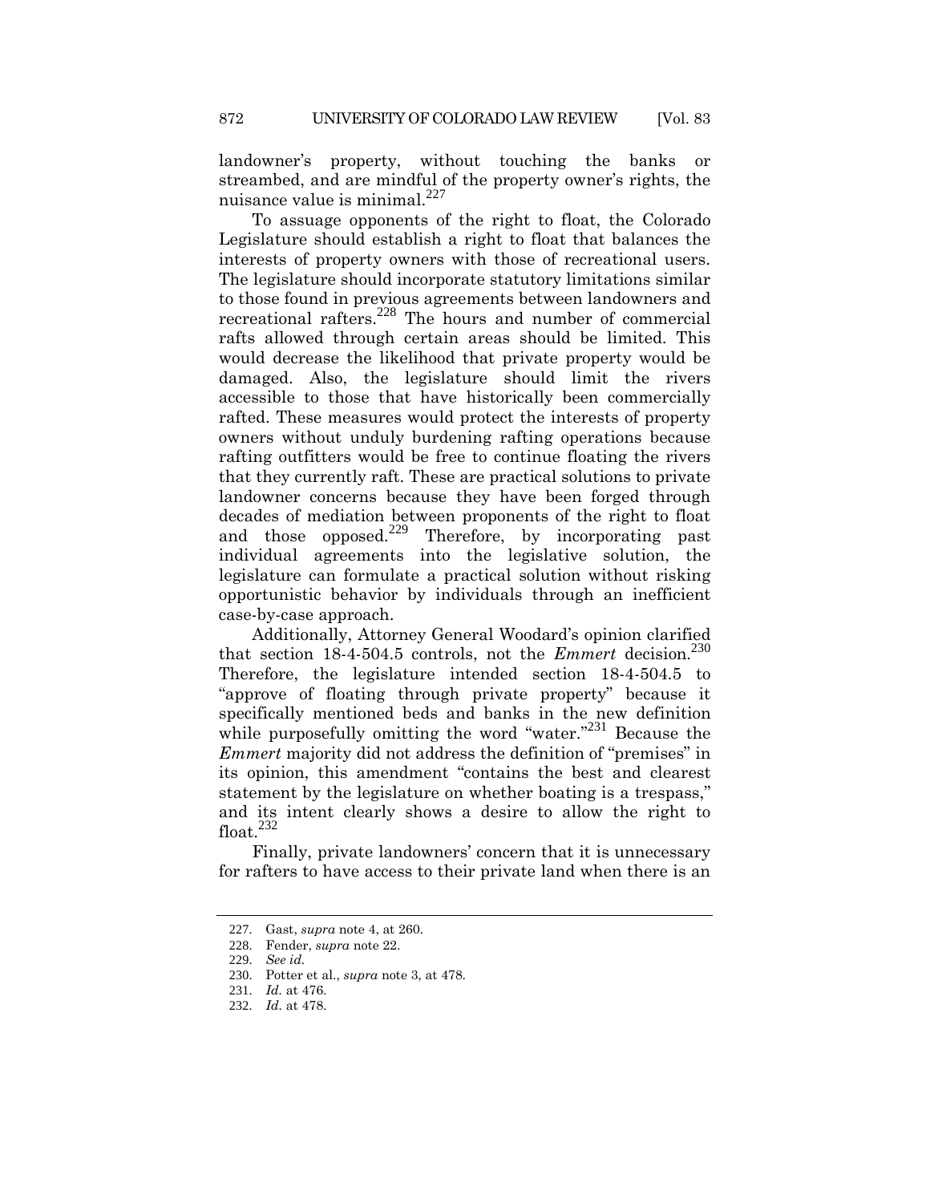landowner's property, without touching the banks or streambed, and are mindful of the property owner's rights, the nuisance value is minimal.[227]

To assuage opponents of the right to float, the Colorado Legislature should establish a right to float that balances the interests of property owners with those of recreational users. The legislature should incorporate statutory limitations similar to those found in previous agreements between landowners and recreational rafters.[228] The hours and number of commercial rafts allowed through certain areas should be limited. This would decrease the likelihood that private property would be damaged. Also, the legislature should limit the rivers accessible to those that have historically been commercially rafted. These measures would protect the interests of property owners without unduly burdening rafting operations because rafting outfitters would be free to continue floating the rivers that they currently raft. These are practical solutions to private landowner concerns because they have been forged through decades of mediation between proponents of the right to float and those opposed.[229] Therefore, by incorporating past individual agreements into the legislative solution, the legislature can formulate a practical solution without risking opportunistic behavior by individuals through an inefficient case-by-case approach.

Additionally, Attorney General Woodard's opinion clarified that section 18-4-504.5 controls, not the *Emmert* decision.[230] Therefore, the legislature intended section 18-4-504.5 to "approve of floating through private property" because it specifically mentioned beds and banks in the new definition while purposefully omitting the word "water."[231] Because the *Emmert* majority did not address the definition of "premises" in its opinion, this amendment "contains the best and clearest statement by the legislature on whether boating is a trespass," and its intent clearly shows a desire to allow the right to float.[232]

Finally, private landowners' concern that it is unnecessary for rafters to have access to their private land when there is an

227. Gast, *supra* note 4, at 260.

228. Fender, *supra* note 22.

229. *See id.*

230. Potter et al., *supra* note 3, at 478.

231. *Id.* at 476.

232. *Id.* at 478.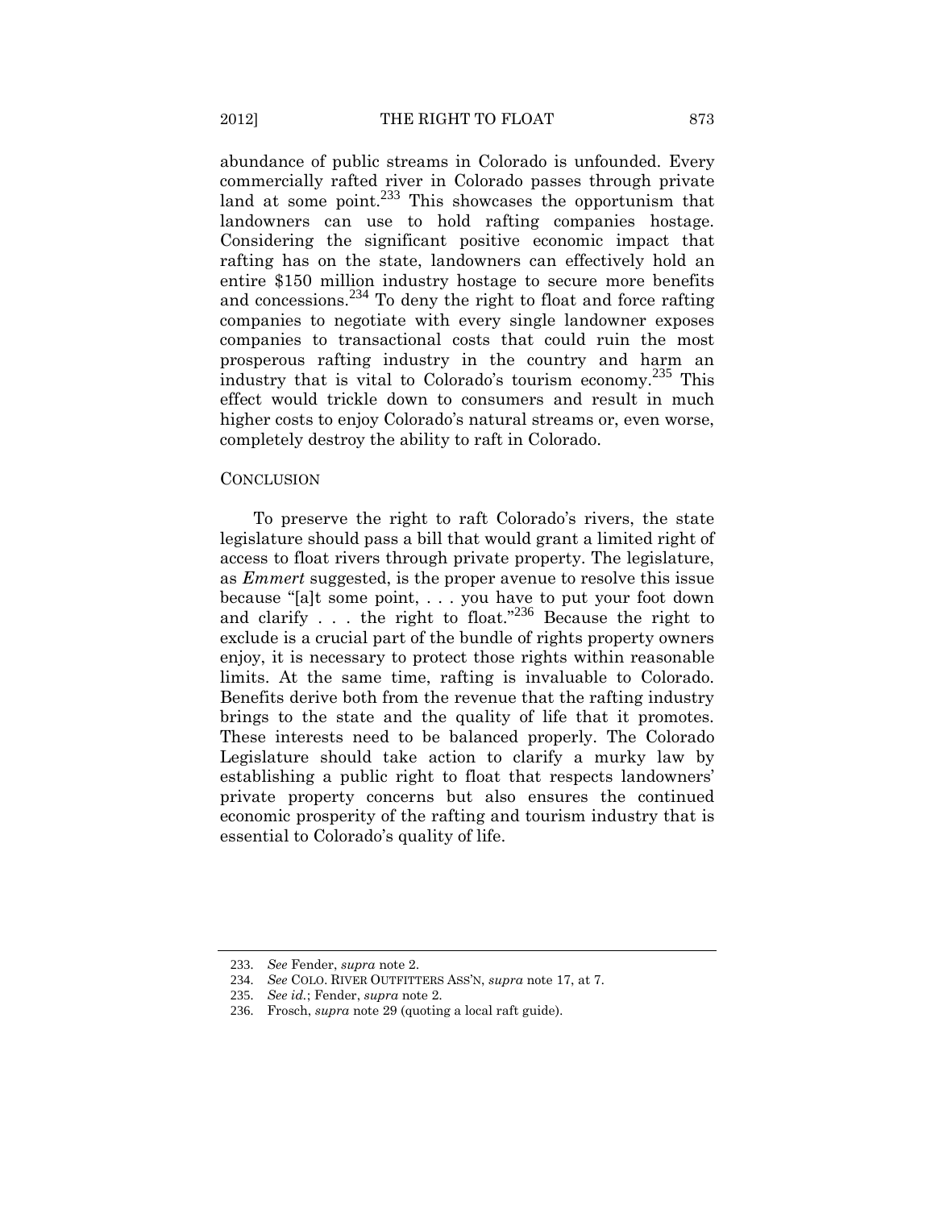abundance of public streams in Colorado is unfounded. Every commercially rafted river in Colorado passes through private land at some point.[233] This showcases the opportunism that landowners can use to hold rafting companies hostage. Considering the significant positive economic impact that rafting has on the state, landowners can effectively hold an entire $150 million industry hostage to secure more benefits and concessions.[234] To deny the right to float and force rafting companies to negotiate with every single landowner exposes companies to transactional costs that could ruin the most prosperous rafting industry in the country and harm an industry that is vital to Colorado's tourism economy.[235] This effect would trickle down to consumers and result in much higher costs to enjoy Colorado's natural streams or, even worse, completely destroy the ability to raft in Colorado.

## CONCLUSION

To preserve the right to raft Colorado's rivers, the state legislature should pass a bill that would grant a limited right of access to float rivers through private property. The legislature, as *Emmert* suggested, is the proper avenue to resolve this issue because "[a]t some point, . . . you have to put your foot down and clarify . . . the right to float."[236] Because the right to exclude is a crucial part of the bundle of rights property owners enjoy, it is necessary to protect those rights within reasonable limits. At the same time, rafting is invaluable to Colorado. Benefits derive both from the revenue that the rafting industry brings to the state and the quality of life that it promotes. These interests need to be balanced properly. The Colorado Legislature should take action to clarify a murky law by establishing a public right to float that respects landowners' private property concerns but also ensures the continued economic prosperity of the rafting and tourism industry that is essential to Colorado's quality of life.

---

233. *See* Fender, *supra* note 2.

234. *See* COLO. RIVER OUTFITTERS ASS'N, *supra* note 17, at 7.

235. *See id.*; Fender, *supra* note 2.

236. Frosch, *supra* note 29 (quoting a local raft guide).